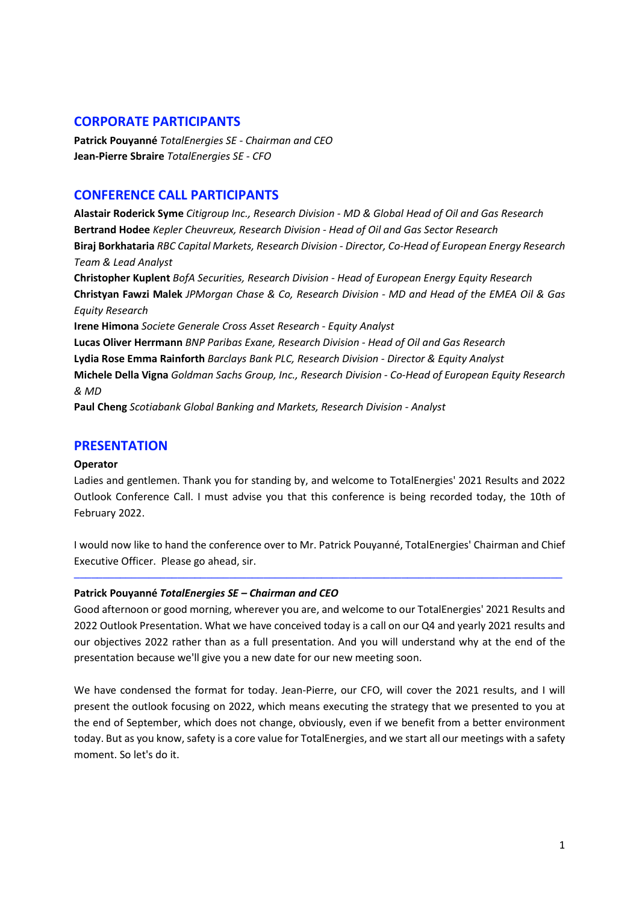## CORPORATE PARTICIPANTS

**Patrick Pouyanné** *TotalEnergies SE - Chairman and CEO*
**Jean-Pierre Sbraire** *TotalEnergies SE - CFO*

## CONFERENCE CALL PARTICIPANTS

**Alastair Roderick Syme** *Citigroup Inc., Research Division - MD & Global Head of Oil and Gas Research*
**Bertrand Hodee** *Kepler Cheuvreux, Research Division - Head of Oil and Gas Sector Research*
**Biraj Borkhataria** *RBC Capital Markets, Research Division - Director, Co-Head of European Energy Research Team & Lead Analyst*
**Christopher Kuplent** *BofA Securities, Research Division - Head of European Energy Equity Research*
**Christyan Fawzi Malek** *JPMorgan Chase & Co, Research Division - MD and Head of the EMEA Oil & Gas Equity Research*
**Irene Himona** *Societe Generale Cross Asset Research - Equity Analyst*
**Lucas Oliver Herrmann** *BNP Paribas Exane, Research Division - Head of Oil and Gas Research*
**Lydia Rose Emma Rainforth** *Barclays Bank PLC, Research Division - Director & Equity Analyst*
**Michele Della Vigna** *Goldman Sachs Group, Inc., Research Division - Co-Head of European Equity Research & MD*
**Paul Cheng** *Scotiabank Global Banking and Markets, Research Division - Analyst*

## PRESENTATION

**Operator**

Ladies and gentlemen. Thank you for standing by, and welcome to TotalEnergies' 2021 Results and 2022 Outlook Conference Call. I must advise you that this conference is being recorded today, the 10th of February 2022.

I would now like to hand the conference over to Mr. Patrick Pouyanné, TotalEnergies' Chairman and Chief Executive Officer. Please go ahead, sir.

---

**Patrick Pouyanné** ***TotalEnergies SE – Chairman and CEO***

Good afternoon or good morning, wherever you are, and welcome to our TotalEnergies' 2021 Results and 2022 Outlook Presentation. What we have conceived today is a call on our Q4 and yearly 2021 results and our objectives 2022 rather than as a full presentation. And you will understand why at the end of the presentation because we'll give you a new date for our new meeting soon.

We have condensed the format for today. Jean-Pierre, our CFO, will cover the 2021 results, and I will present the outlook focusing on 2022, which means executing the strategy that we presented to you at the end of September, which does not change, obviously, even if we benefit from a better environment today. But as you know, safety is a core value for TotalEnergies, and we start all our meetings with a safety moment. So let's do it.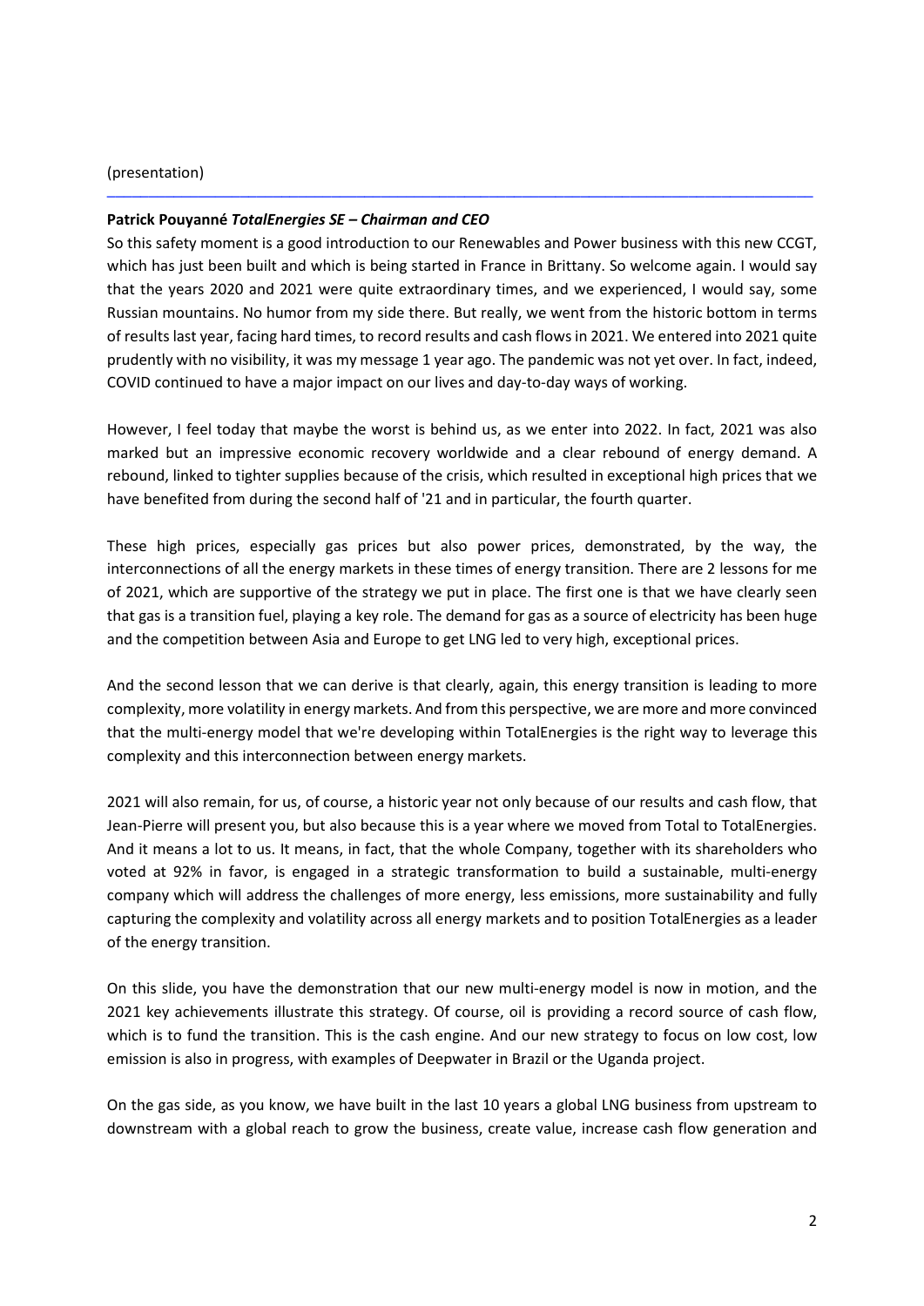(presentation)

---

**Patrick Pouyanné** ***TotalEnergies SE – Chairman and CEO***

So this safety moment is a good introduction to our Renewables and Power business with this new CCGT, which has just been built and which is being started in France in Brittany. So welcome again. I would say that the years 2020 and 2021 were quite extraordinary times, and we experienced, I would say, some Russian mountains. No humor from my side there. But really, we went from the historic bottom in terms of results last year, facing hard times, to record results and cash flows in 2021. We entered into 2021 quite prudently with no visibility, it was my message 1 year ago. The pandemic was not yet over. In fact, indeed, COVID continued to have a major impact on our lives and day-to-day ways of working.

However, I feel today that maybe the worst is behind us, as we enter into 2022. In fact, 2021 was also marked but an impressive economic recovery worldwide and a clear rebound of energy demand. A rebound, linked to tighter supplies because of the crisis, which resulted in exceptional high prices that we have benefited from during the second half of '21 and in particular, the fourth quarter.

These high prices, especially gas prices but also power prices, demonstrated, by the way, the interconnections of all the energy markets in these times of energy transition. There are 2 lessons for me of 2021, which are supportive of the strategy we put in place. The first one is that we have clearly seen that gas is a transition fuel, playing a key role. The demand for gas as a source of electricity has been huge and the competition between Asia and Europe to get LNG led to very high, exceptional prices.

And the second lesson that we can derive is that clearly, again, this energy transition is leading to more complexity, more volatility in energy markets. And from this perspective, we are more and more convinced that the multi-energy model that we're developing within TotalEnergies is the right way to leverage this complexity and this interconnection between energy markets.

2021 will also remain, for us, of course, a historic year not only because of our results and cash flow, that Jean-Pierre will present you, but also because this is a year where we moved from Total to TotalEnergies. And it means a lot to us. It means, in fact, that the whole Company, together with its shareholders who voted at 92% in favor, is engaged in a strategic transformation to build a sustainable, multi-energy company which will address the challenges of more energy, less emissions, more sustainability and fully capturing the complexity and volatility across all energy markets and to position TotalEnergies as a leader of the energy transition.

On this slide, you have the demonstration that our new multi-energy model is now in motion, and the 2021 key achievements illustrate this strategy. Of course, oil is providing a record source of cash flow, which is to fund the transition. This is the cash engine. And our new strategy to focus on low cost, low emission is also in progress, with examples of Deepwater in Brazil or the Uganda project.

On the gas side, as you know, we have built in the last 10 years a global LNG business from upstream to downstream with a global reach to grow the business, create value, increase cash flow generation and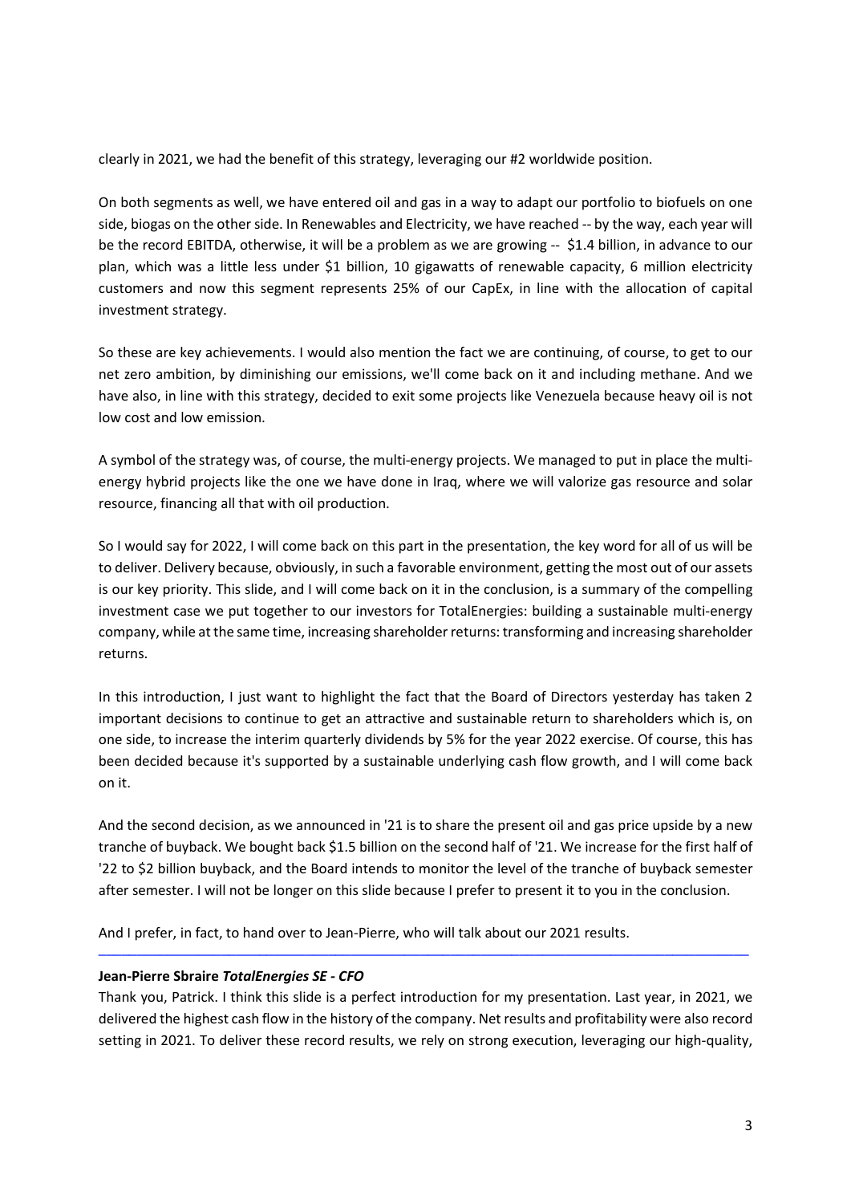clearly in 2021, we had the benefit of this strategy, leveraging our #2 worldwide position.

On both segments as well, we have entered oil and gas in a way to adapt our portfolio to biofuels on one side, biogas on the other side. In Renewables and Electricity, we have reached -- by the way, each year will be the record EBITDA, otherwise, it will be a problem as we are growing -- $1.4 billion, in advance to our plan, which was a little less under $1 billion, 10 gigawatts of renewable capacity, 6 million electricity customers and now this segment represents 25% of our CapEx, in line with the allocation of capital investment strategy.

So these are key achievements. I would also mention the fact we are continuing, of course, to get to our net zero ambition, by diminishing our emissions, we'll come back on it and including methane. And we have also, in line with this strategy, decided to exit some projects like Venezuela because heavy oil is not low cost and low emission.

A symbol of the strategy was, of course, the multi-energy projects. We managed to put in place the multi-energy hybrid projects like the one we have done in Iraq, where we will valorize gas resource and solar resource, financing all that with oil production.

So I would say for 2022, I will come back on this part in the presentation, the key word for all of us will be to deliver. Delivery because, obviously, in such a favorable environment, getting the most out of our assets is our key priority. This slide, and I will come back on it in the conclusion, is a summary of the compelling investment case we put together to our investors for TotalEnergies: building a sustainable multi-energy company, while at the same time, increasing shareholder returns: transforming and increasing shareholder returns.

In this introduction, I just want to highlight the fact that the Board of Directors yesterday has taken 2 important decisions to continue to get an attractive and sustainable return to shareholders which is, on one side, to increase the interim quarterly dividends by 5% for the year 2022 exercise. Of course, this has been decided because it's supported by a sustainable underlying cash flow growth, and I will come back on it.

And the second decision, as we announced in '21 is to share the present oil and gas price upside by a new tranche of buyback. We bought back $1.5 billion on the second half of '21. We increase for the first half of '22 to $2 billion buyback, and the Board intends to monitor the level of the tranche of buyback semester after semester. I will not be longer on this slide because I prefer to present it to you in the conclusion.

And I prefer, in fact, to hand over to Jean-Pierre, who will talk about our 2021 results.

---

**Jean-Pierre Sbraire** ***TotalEnergies SE - CFO***

Thank you, Patrick. I think this slide is a perfect introduction for my presentation. Last year, in 2021, we delivered the highest cash flow in the history of the company. Net results and profitability were also record setting in 2021. To deliver these record results, we rely on strong execution, leveraging our high-quality,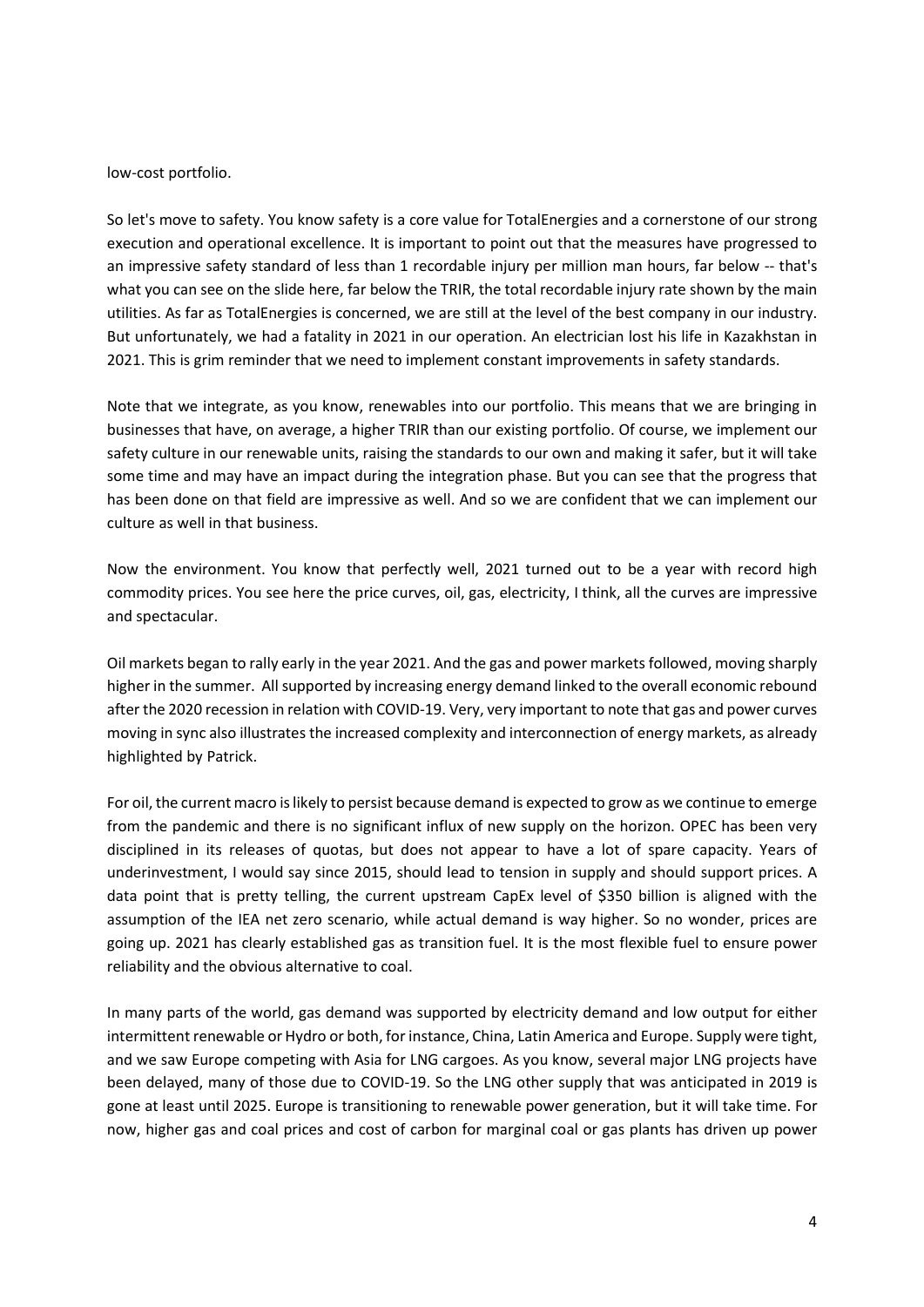low-cost portfolio.

So let's move to safety. You know safety is a core value for TotalEnergies and a cornerstone of our strong execution and operational excellence. It is important to point out that the measures have progressed to an impressive safety standard of less than 1 recordable injury per million man hours, far below -- that's what you can see on the slide here, far below the TRIR, the total recordable injury rate shown by the main utilities. As far as TotalEnergies is concerned, we are still at the level of the best company in our industry. But unfortunately, we had a fatality in 2021 in our operation. An electrician lost his life in Kazakhstan in 2021. This is grim reminder that we need to implement constant improvements in safety standards.

Note that we integrate, as you know, renewables into our portfolio. This means that we are bringing in businesses that have, on average, a higher TRIR than our existing portfolio. Of course, we implement our safety culture in our renewable units, raising the standards to our own and making it safer, but it will take some time and may have an impact during the integration phase. But you can see that the progress that has been done on that field are impressive as well. And so we are confident that we can implement our culture as well in that business.

Now the environment. You know that perfectly well, 2021 turned out to be a year with record high commodity prices. You see here the price curves, oil, gas, electricity, I think, all the curves are impressive and spectacular.

Oil markets began to rally early in the year 2021. And the gas and power markets followed, moving sharply higher in the summer. All supported by increasing energy demand linked to the overall economic rebound after the 2020 recession in relation with COVID-19. Very, very important to note that gas and power curves moving in sync also illustrates the increased complexity and interconnection of energy markets, as already highlighted by Patrick.

For oil, the current macro is likely to persist because demand is expected to grow as we continue to emerge from the pandemic and there is no significant influx of new supply on the horizon. OPEC has been very disciplined in its releases of quotas, but does not appear to have a lot of spare capacity. Years of underinvestment, I would say since 2015, should lead to tension in supply and should support prices. A data point that is pretty telling, the current upstream CapEx level of $350 billion is aligned with the assumption of the IEA net zero scenario, while actual demand is way higher. So no wonder, prices are going up. 2021 has clearly established gas as transition fuel. It is the most flexible fuel to ensure power reliability and the obvious alternative to coal.

In many parts of the world, gas demand was supported by electricity demand and low output for either intermittent renewable or Hydro or both, for instance, China, Latin America and Europe. Supply were tight, and we saw Europe competing with Asia for LNG cargoes. As you know, several major LNG projects have been delayed, many of those due to COVID-19. So the LNG other supply that was anticipated in 2019 is gone at least until 2025. Europe is transitioning to renewable power generation, but it will take time. For now, higher gas and coal prices and cost of carbon for marginal coal or gas plants has driven up power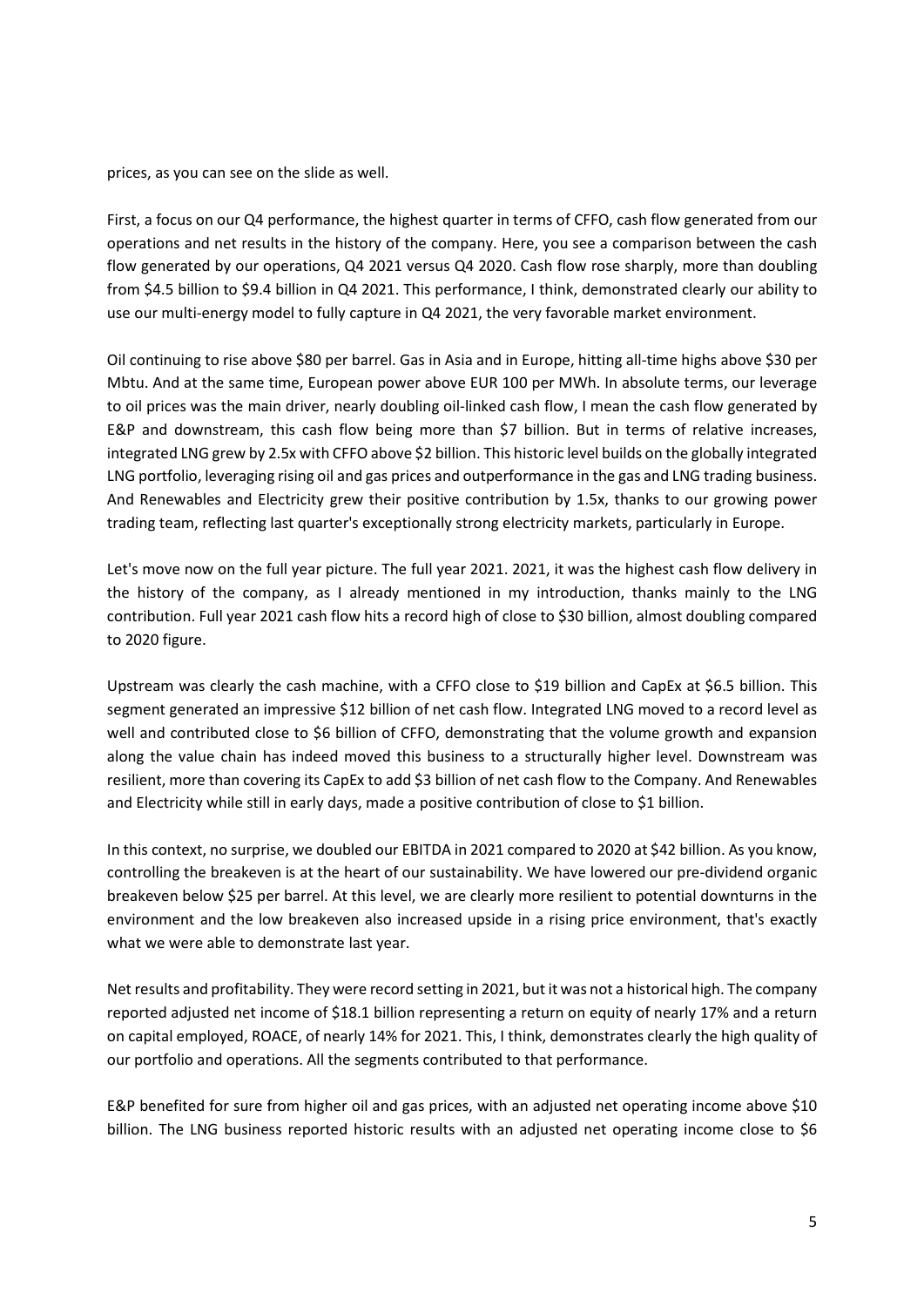prices, as you can see on the slide as well.

First, a focus on our Q4 performance, the highest quarter in terms of CFFO, cash flow generated from our operations and net results in the history of the company. Here, you see a comparison between the cash flow generated by our operations, Q4 2021 versus Q4 2020. Cash flow rose sharply, more than doubling from $4.5 billion to $9.4 billion in Q4 2021. This performance, I think, demonstrated clearly our ability to use our multi-energy model to fully capture in Q4 2021, the very favorable market environment.

Oil continuing to rise above $80 per barrel. Gas in Asia and in Europe, hitting all-time highs above $30 per Mbtu. And at the same time, European power above EUR 100 per MWh. In absolute terms, our leverage to oil prices was the main driver, nearly doubling oil-linked cash flow, I mean the cash flow generated by E&P and downstream, this cash flow being more than $7 billion. But in terms of relative increases, integrated LNG grew by 2.5x with CFFO above $2 billion. This historic level builds on the globally integrated LNG portfolio, leveraging rising oil and gas prices and outperformance in the gas and LNG trading business. And Renewables and Electricity grew their positive contribution by 1.5x, thanks to our growing power trading team, reflecting last quarter's exceptionally strong electricity markets, particularly in Europe.

Let's move now on the full year picture. The full year 2021. 2021, it was the highest cash flow delivery in the history of the company, as I already mentioned in my introduction, thanks mainly to the LNG contribution. Full year 2021 cash flow hits a record high of close to $30 billion, almost doubling compared to 2020 figure.

Upstream was clearly the cash machine, with a CFFO close to $19 billion and CapEx at $6.5 billion. This segment generated an impressive $12 billion of net cash flow. Integrated LNG moved to a record level as well and contributed close to $6 billion of CFFO, demonstrating that the volume growth and expansion along the value chain has indeed moved this business to a structurally higher level. Downstream was resilient, more than covering its CapEx to add $3 billion of net cash flow to the Company. And Renewables and Electricity while still in early days, made a positive contribution of close to $1 billion.

In this context, no surprise, we doubled our EBITDA in 2021 compared to 2020 at $42 billion. As you know, controlling the breakeven is at the heart of our sustainability. We have lowered our pre-dividend organic breakeven below $25 per barrel. At this level, we are clearly more resilient to potential downturns in the environment and the low breakeven also increased upside in a rising price environment, that's exactly what we were able to demonstrate last year.

Net results and profitability. They were record setting in 2021, but it was not a historical high. The company reported adjusted net income of $18.1 billion representing a return on equity of nearly 17% and a return on capital employed, ROACE, of nearly 14% for 2021. This, I think, demonstrates clearly the high quality of our portfolio and operations. All the segments contributed to that performance.

E&P benefited for sure from higher oil and gas prices, with an adjusted net operating income above $10 billion. The LNG business reported historic results with an adjusted net operating income close to $6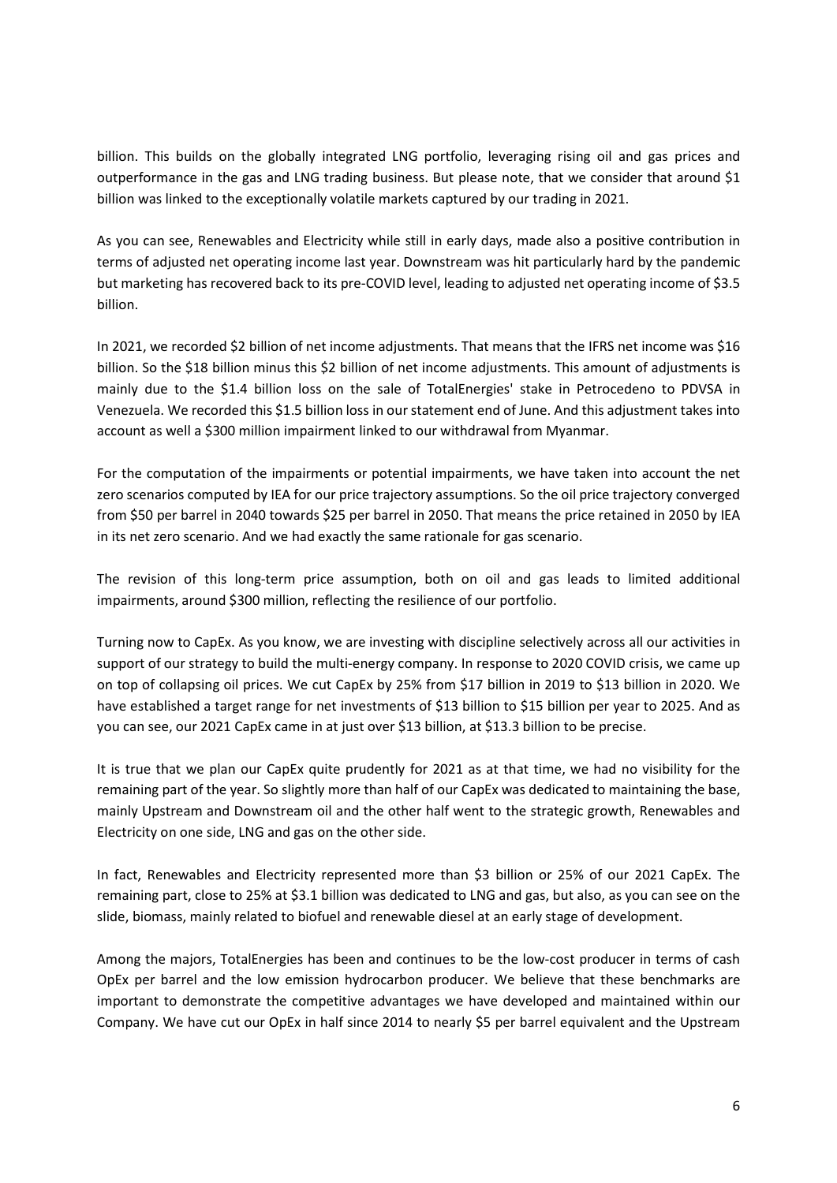billion. This builds on the globally integrated LNG portfolio, leveraging rising oil and gas prices and outperformance in the gas and LNG trading business. But please note, that we consider that around $1 billion was linked to the exceptionally volatile markets captured by our trading in 2021.

As you can see, Renewables and Electricity while still in early days, made also a positive contribution in terms of adjusted net operating income last year. Downstream was hit particularly hard by the pandemic but marketing has recovered back to its pre-COVID level, leading to adjusted net operating income of $3.5 billion.

In 2021, we recorded $2 billion of net income adjustments. That means that the IFRS net income was $16 billion. So the $18 billion minus this $2 billion of net income adjustments. This amount of adjustments is mainly due to the $1.4 billion loss on the sale of TotalEnergies' stake in Petrocedeno to PDVSA in Venezuela. We recorded this $1.5 billion loss in our statement end of June. And this adjustment takes into account as well a $300 million impairment linked to our withdrawal from Myanmar.

For the computation of the impairments or potential impairments, we have taken into account the net zero scenarios computed by IEA for our price trajectory assumptions. So the oil price trajectory converged from $50 per barrel in 2040 towards $25 per barrel in 2050. That means the price retained in 2050 by IEA in its net zero scenario. And we had exactly the same rationale for gas scenario.

The revision of this long-term price assumption, both on oil and gas leads to limited additional impairments, around $300 million, reflecting the resilience of our portfolio.

Turning now to CapEx. As you know, we are investing with discipline selectively across all our activities in support of our strategy to build the multi-energy company. In response to 2020 COVID crisis, we came up on top of collapsing oil prices. We cut CapEx by 25% from $17 billion in 2019 to $13 billion in 2020. We have established a target range for net investments of $13 billion to $15 billion per year to 2025. And as you can see, our 2021 CapEx came in at just over $13 billion, at $13.3 billion to be precise.

It is true that we plan our CapEx quite prudently for 2021 as at that time, we had no visibility for the remaining part of the year. So slightly more than half of our CapEx was dedicated to maintaining the base, mainly Upstream and Downstream oil and the other half went to the strategic growth, Renewables and Electricity on one side, LNG and gas on the other side.

In fact, Renewables and Electricity represented more than $3 billion or 25% of our 2021 CapEx. The remaining part, close to 25% at $3.1 billion was dedicated to LNG and gas, but also, as you can see on the slide, biomass, mainly related to biofuel and renewable diesel at an early stage of development.

Among the majors, TotalEnergies has been and continues to be the low-cost producer in terms of cash OpEx per barrel and the low emission hydrocarbon producer. We believe that these benchmarks are important to demonstrate the competitive advantages we have developed and maintained within our Company. We have cut our OpEx in half since 2014 to nearly $5 per barrel equivalent and the Upstream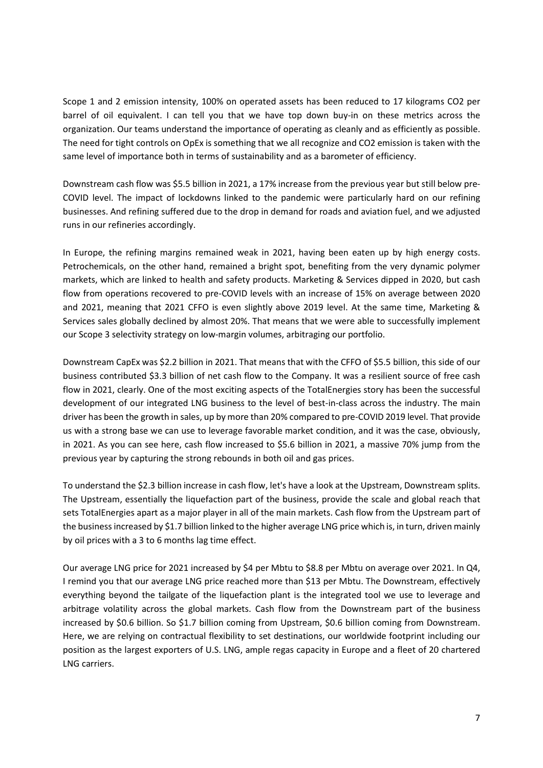Scope 1 and 2 emission intensity, 100% on operated assets has been reduced to 17 kilograms $CO_2$ per barrel of oil equivalent. I can tell you that we have top down buy-in on these metrics across the organization. Our teams understand the importance of operating as cleanly and as efficiently as possible. The need for tight controls on OpEx is something that we all recognize and $CO_2$ emission is taken with the same level of importance both in terms of sustainability and as a barometer of efficiency.

Downstream cash flow was $5.5 billion in 2021, a 17% increase from the previous year but still below pre-COVID level. The impact of lockdowns linked to the pandemic were particularly hard on our refining businesses. And refining suffered due to the drop in demand for roads and aviation fuel, and we adjusted runs in our refineries accordingly.

In Europe, the refining margins remained weak in 2021, having been eaten up by high energy costs. Petrochemicals, on the other hand, remained a bright spot, benefiting from the very dynamic polymer markets, which are linked to health and safety products. Marketing & Services dipped in 2020, but cash flow from operations recovered to pre-COVID levels with an increase of 15% on average between 2020 and 2021, meaning that 2021 CFFO is even slightly above 2019 level. At the same time, Marketing & Services sales globally declined by almost 20%. That means that we were able to successfully implement our Scope 3 selectivity strategy on low-margin volumes, arbitraging our portfolio.

Downstream CapEx was $2.2 billion in 2021. That means that with the CFFO of $5.5 billion, this side of our business contributed $3.3 billion of net cash flow to the Company. It was a resilient source of free cash flow in 2021, clearly. One of the most exciting aspects of the TotalEnergies story has been the successful development of our integrated LNG business to the level of best-in-class across the industry. The main driver has been the growth in sales, up by more than 20% compared to pre-COVID 2019 level. That provide us with a strong base we can use to leverage favorable market condition, and it was the case, obviously, in 2021. As you can see here, cash flow increased to $5.6 billion in 2021, a massive 70% jump from the previous year by capturing the strong rebounds in both oil and gas prices.

To understand the $2.3 billion increase in cash flow, let's have a look at the Upstream, Downstream splits. The Upstream, essentially the liquefaction part of the business, provide the scale and global reach that sets TotalEnergies apart as a major player in all of the main markets. Cash flow from the Upstream part of the business increased by $1.7 billion linked to the higher average LNG price which is, in turn, driven mainly by oil prices with a 3 to 6 months lag time effect.

Our average LNG price for 2021 increased by $4 per Mbtu to $8.8 per Mbtu on average over 2021. In Q4, I remind you that our average LNG price reached more than $13 per Mbtu. The Downstream, effectively everything beyond the tailgate of the liquefaction plant is the integrated tool we use to leverage and arbitrage volatility across the global markets. Cash flow from the Downstream part of the business increased by $0.6 billion. So $1.7 billion coming from Upstream, $0.6 billion coming from Downstream. Here, we are relying on contractual flexibility to set destinations, our worldwide footprint including our position as the largest exporters of U.S. LNG, ample regas capacity in Europe and a fleet of 20 chartered LNG carriers.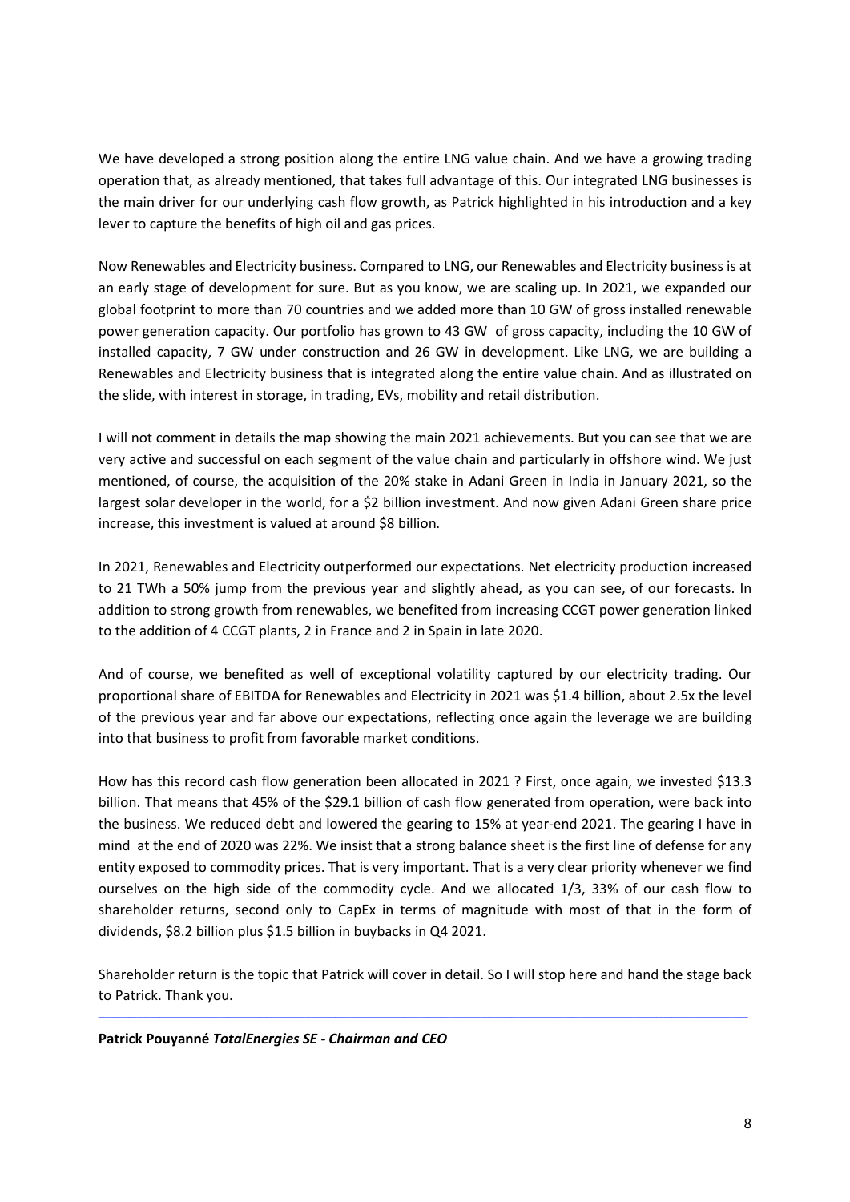We have developed a strong position along the entire LNG value chain. And we have a growing trading operation that, as already mentioned, that takes full advantage of this. Our integrated LNG businesses is the main driver for our underlying cash flow growth, as Patrick highlighted in his introduction and a key lever to capture the benefits of high oil and gas prices.

Now Renewables and Electricity business. Compared to LNG, our Renewables and Electricity business is at an early stage of development for sure. But as you know, we are scaling up. In 2021, we expanded our global footprint to more than 70 countries and we added more than 10 GW of gross installed renewable power generation capacity. Our portfolio has grown to 43 GW of gross capacity, including the 10 GW of installed capacity, 7 GW under construction and 26 GW in development. Like LNG, we are building a Renewables and Electricity business that is integrated along the entire value chain. And as illustrated on the slide, with interest in storage, in trading, EVs, mobility and retail distribution.

I will not comment in details the map showing the main 2021 achievements. But you can see that we are very active and successful on each segment of the value chain and particularly in offshore wind. We just mentioned, of course, the acquisition of the 20% stake in Adani Green in India in January 2021, so the largest solar developer in the world, for a $2 billion investment. And now given Adani Green share price increase, this investment is valued at around $8 billion.

In 2021, Renewables and Electricity outperformed our expectations. Net electricity production increased to 21 TWh a 50% jump from the previous year and slightly ahead, as you can see, of our forecasts. In addition to strong growth from renewables, we benefited from increasing CCGT power generation linked to the addition of 4 CCGT plants, 2 in France and 2 in Spain in late 2020.

And of course, we benefited as well of exceptional volatility captured by our electricity trading. Our proportional share of EBITDA for Renewables and Electricity in 2021 was $1.4 billion, about 2.5x the level of the previous year and far above our expectations, reflecting once again the leverage we are building into that business to profit from favorable market conditions.

How has this record cash flow generation been allocated in 2021 ? First, once again, we invested $13.3 billion. That means that 45% of the $29.1 billion of cash flow generated from operation, were back into the business. We reduced debt and lowered the gearing to 15% at year-end 2021. The gearing I have in mind at the end of 2020 was 22%. We insist that a strong balance sheet is the first line of defense for any entity exposed to commodity prices. That is very important. That is a very clear priority whenever we find ourselves on the high side of the commodity cycle. And we allocated 1/3, 33% of our cash flow to shareholder returns, second only to CapEx in terms of magnitude with most of that in the form of dividends, $8.2 billion plus $1.5 billion in buybacks in Q4 2021.

Shareholder return is the topic that Patrick will cover in detail. So I will stop here and hand the stage back to Patrick. Thank you.

---

**Patrick Pouyanné** ***TotalEnergies SE - Chairman and CEO***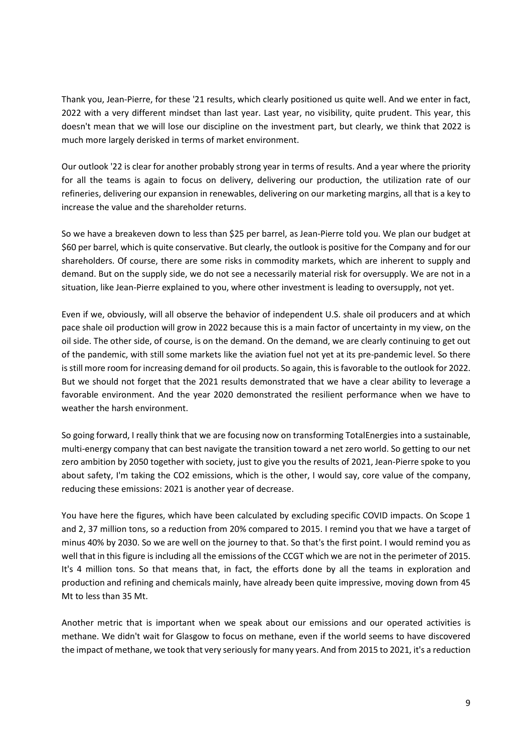Thank you, Jean-Pierre, for these '21 results, which clearly positioned us quite well. And we enter in fact, 2022 with a very different mindset than last year. Last year, no visibility, quite prudent. This year, this doesn't mean that we will lose our discipline on the investment part, but clearly, we think that 2022 is much more largely derisked in terms of market environment.

Our outlook '22 is clear for another probably strong year in terms of results. And a year where the priority for all the teams is again to focus on delivery, delivering our production, the utilization rate of our refineries, delivering our expansion in renewables, delivering on our marketing margins, all that is a key to increase the value and the shareholder returns.

So we have a breakeven down to less than \$25 per barrel, as Jean-Pierre told you. We plan our budget at \$60 per barrel, which is quite conservative. But clearly, the outlook is positive for the Company and for our shareholders. Of course, there are some risks in commodity markets, which are inherent to supply and demand. But on the supply side, we do not see a necessarily material risk for oversupply. We are not in a situation, like Jean-Pierre explained to you, where other investment is leading to oversupply, not yet.

Even if we, obviously, will all observe the behavior of independent U.S. shale oil producers and at which pace shale oil production will grow in 2022 because this is a main factor of uncertainty in my view, on the oil side. The other side, of course, is on the demand. On the demand, we are clearly continuing to get out of the pandemic, with still some markets like the aviation fuel not yet at its pre-pandemic level. So there is still more room for increasing demand for oil products. So again, this is favorable to the outlook for 2022. But we should not forget that the 2021 results demonstrated that we have a clear ability to leverage a favorable environment. And the year 2020 demonstrated the resilient performance when we have to weather the harsh environment.

So going forward, I really think that we are focusing now on transforming TotalEnergies into a sustainable, multi-energy company that can best navigate the transition toward a net zero world. So getting to our net zero ambition by 2050 together with society, just to give you the results of 2021, Jean-Pierre spoke to you about safety, I'm taking the $CO_2$ emissions, which is the other, I would say, core value of the company, reducing these emissions: 2021 is another year of decrease.

You have here the figures, which have been calculated by excluding specific COVID impacts. On Scope 1 and 2, 37 million tons, so a reduction from 20% compared to 2015. I remind you that we have a target of minus 40% by 2030. So we are well on the journey to that. So that's the first point. I would remind you as well that in this figure is including all the emissions of the CCGT which we are not in the perimeter of 2015. It's 4 million tons. So that means that, in fact, the efforts done by all the teams in exploration and production and refining and chemicals mainly, have already been quite impressive, moving down from 45 Mt to less than 35 Mt.

Another metric that is important when we speak about our emissions and our operated activities is methane. We didn't wait for Glasgow to focus on methane, even if the world seems to have discovered the impact of methane, we took that very seriously for many years. And from 2015 to 2021, it's a reduction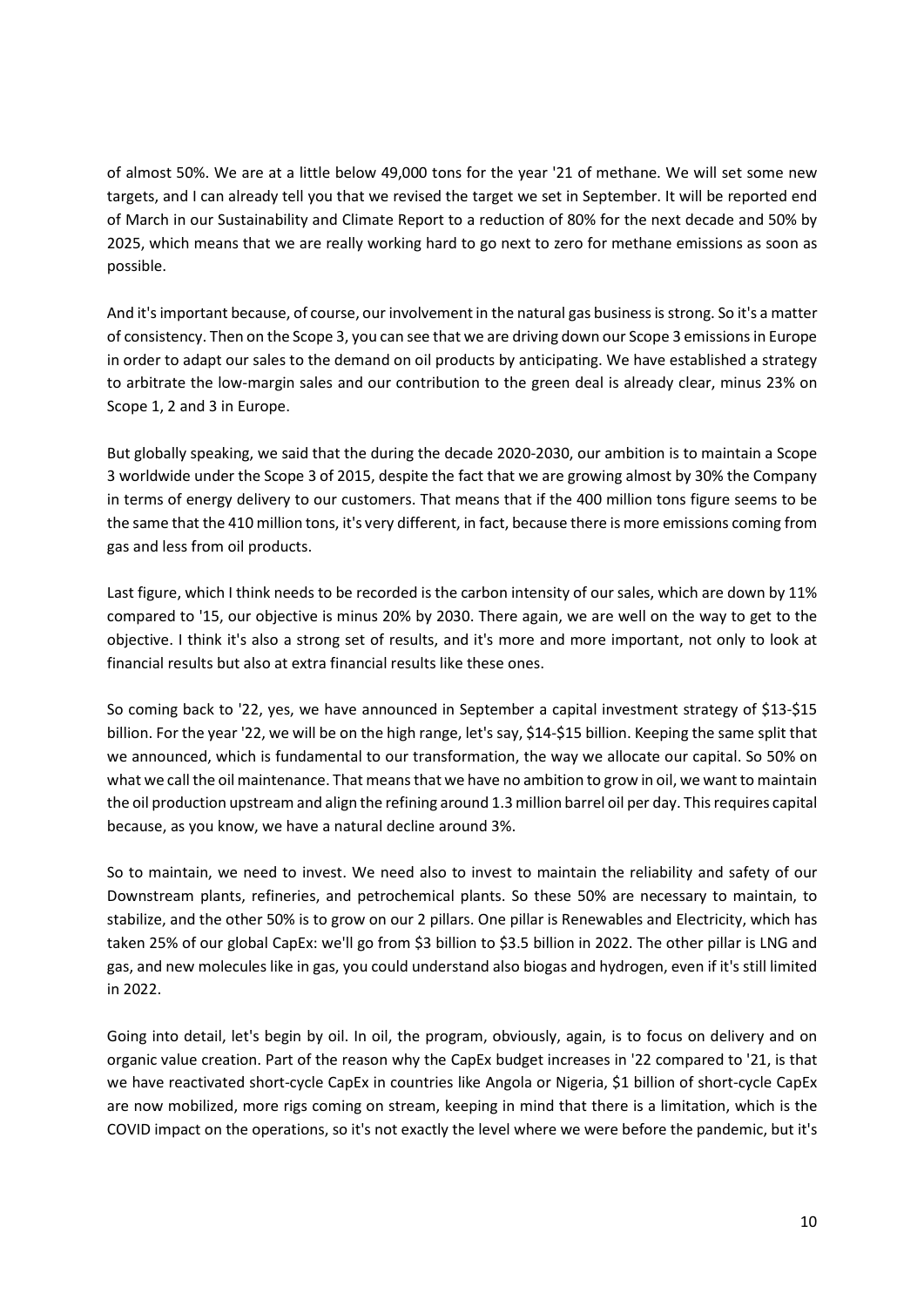of almost 50%. We are at a little below 49,000 tons for the year '21 of methane. We will set some new targets, and I can already tell you that we revised the target we set in September. It will be reported end of March in our Sustainability and Climate Report to a reduction of 80% for the next decade and 50% by 2025, which means that we are really working hard to go next to zero for methane emissions as soon as possible.

And it's important because, of course, our involvement in the natural gas business is strong. So it's a matter of consistency. Then on the Scope 3, you can see that we are driving down our Scope 3 emissions in Europe in order to adapt our sales to the demand on oil products by anticipating. We have established a strategy to arbitrate the low-margin sales and our contribution to the green deal is already clear, minus 23% on Scope 1, 2 and 3 in Europe.

But globally speaking, we said that the during the decade 2020-2030, our ambition is to maintain a Scope 3 worldwide under the Scope 3 of 2015, despite the fact that we are growing almost by 30% the Company in terms of energy delivery to our customers. That means that if the 400 million tons figure seems to be the same that the 410 million tons, it's very different, in fact, because there is more emissions coming from gas and less from oil products.

Last figure, which I think needs to be recorded is the carbon intensity of our sales, which are down by 11% compared to '15, our objective is minus 20% by 2030. There again, we are well on the way to get to the objective. I think it's also a strong set of results, and it's more and more important, not only to look at financial results but also at extra financial results like these ones.

So coming back to '22, yes, we have announced in September a capital investment strategy of $13-$15 billion. For the year '22, we will be on the high range, let's say, $14-$15 billion. Keeping the same split that we announced, which is fundamental to our transformation, the way we allocate our capital. So 50% on what we call the oil maintenance. That means that we have no ambition to grow in oil, we want to maintain the oil production upstream and align the refining around 1.3 million barrel oil per day. This requires capital because, as you know, we have a natural decline around 3%.

So to maintain, we need to invest. We need also to invest to maintain the reliability and safety of our Downstream plants, refineries, and petrochemical plants. So these 50% are necessary to maintain, to stabilize, and the other 50% is to grow on our 2 pillars. One pillar is Renewables and Electricity, which has taken 25% of our global CapEx: we'll go from $3 billion to $3.5 billion in 2022. The other pillar is LNG and gas, and new molecules like in gas, you could understand also biogas and hydrogen, even if it's still limited in 2022.

Going into detail, let's begin by oil. In oil, the program, obviously, again, is to focus on delivery and on organic value creation. Part of the reason why the CapEx budget increases in '22 compared to '21, is that we have reactivated short-cycle CapEx in countries like Angola or Nigeria, $1 billion of short-cycle CapEx are now mobilized, more rigs coming on stream, keeping in mind that there is a limitation, which is the COVID impact on the operations, so it's not exactly the level where we were before the pandemic, but it's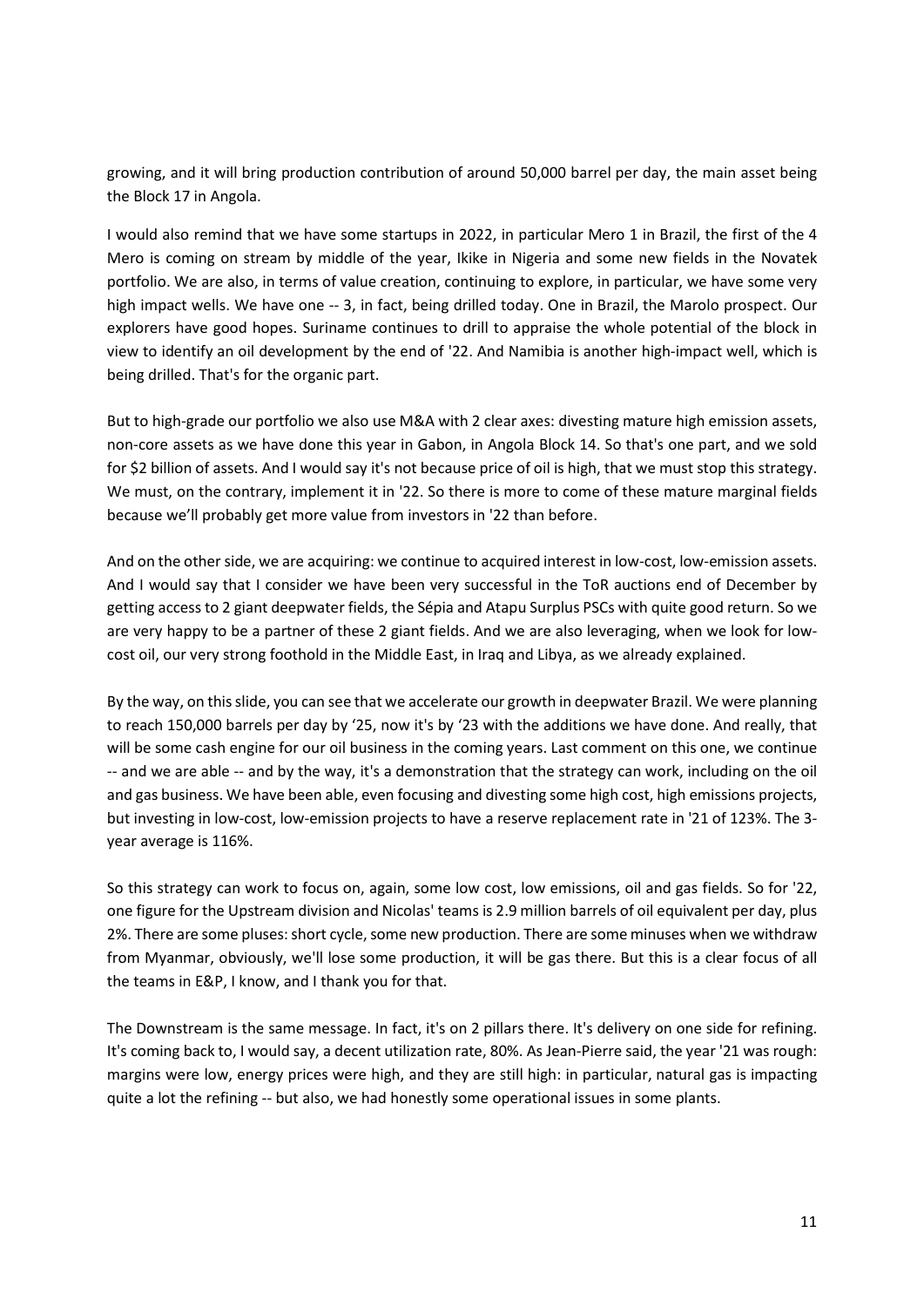growing, and it will bring production contribution of around 50,000 barrel per day, the main asset being the Block 17 in Angola.

I would also remind that we have some startups in 2022, in particular Mero 1 in Brazil, the first of the 4 Mero is coming on stream by middle of the year, Ikike in Nigeria and some new fields in the Novatek portfolio. We are also, in terms of value creation, continuing to explore, in particular, we have some very high impact wells. We have one -- 3, in fact, being drilled today. One in Brazil, the Marolo prospect. Our explorers have good hopes. Suriname continues to drill to appraise the whole potential of the block in view to identify an oil development by the end of '22. And Namibia is another high-impact well, which is being drilled. That's for the organic part.

But to high-grade our portfolio we also use M&A with 2 clear axes: divesting mature high emission assets, non-core assets as we have done this year in Gabon, in Angola Block 14. So that's one part, and we sold for $2 billion of assets. And I would say it's not because price of oil is high, that we must stop this strategy. We must, on the contrary, implement it in '22. So there is more to come of these mature marginal fields because we'll probably get more value from investors in '22 than before.

And on the other side, we are acquiring: we continue to acquired interest in low-cost, low-emission assets. And I would say that I consider we have been very successful in the ToR auctions end of December by getting access to 2 giant deepwater fields, the Sépia and Atapu Surplus PSCs with quite good return. So we are very happy to be a partner of these 2 giant fields. And we are also leveraging, when we look for low-cost oil, our very strong foothold in the Middle East, in Iraq and Libya, as we already explained.

By the way, on this slide, you can see that we accelerate our growth in deepwater Brazil. We were planning to reach 150,000 barrels per day by '25, now it's by '23 with the additions we have done. And really, that will be some cash engine for our oil business in the coming years. Last comment on this one, we continue -- and we are able -- and by the way, it's a demonstration that the strategy can work, including on the oil and gas business. We have been able, even focusing and divesting some high cost, high emissions projects, but investing in low-cost, low-emission projects to have a reserve replacement rate in '21 of 123%. The 3-year average is 116%.

So this strategy can work to focus on, again, some low cost, low emissions, oil and gas fields. So for '22, one figure for the Upstream division and Nicolas' teams is 2.9 million barrels of oil equivalent per day, plus 2%. There are some pluses: short cycle, some new production. There are some minuses when we withdraw from Myanmar, obviously, we'll lose some production, it will be gas there. But this is a clear focus of all the teams in E&P, I know, and I thank you for that.

The Downstream is the same message. In fact, it's on 2 pillars there. It's delivery on one side for refining. It's coming back to, I would say, a decent utilization rate, 80%. As Jean-Pierre said, the year '21 was rough: margins were low, energy prices were high, and they are still high: in particular, natural gas is impacting quite a lot the refining -- but also, we had honestly some operational issues in some plants.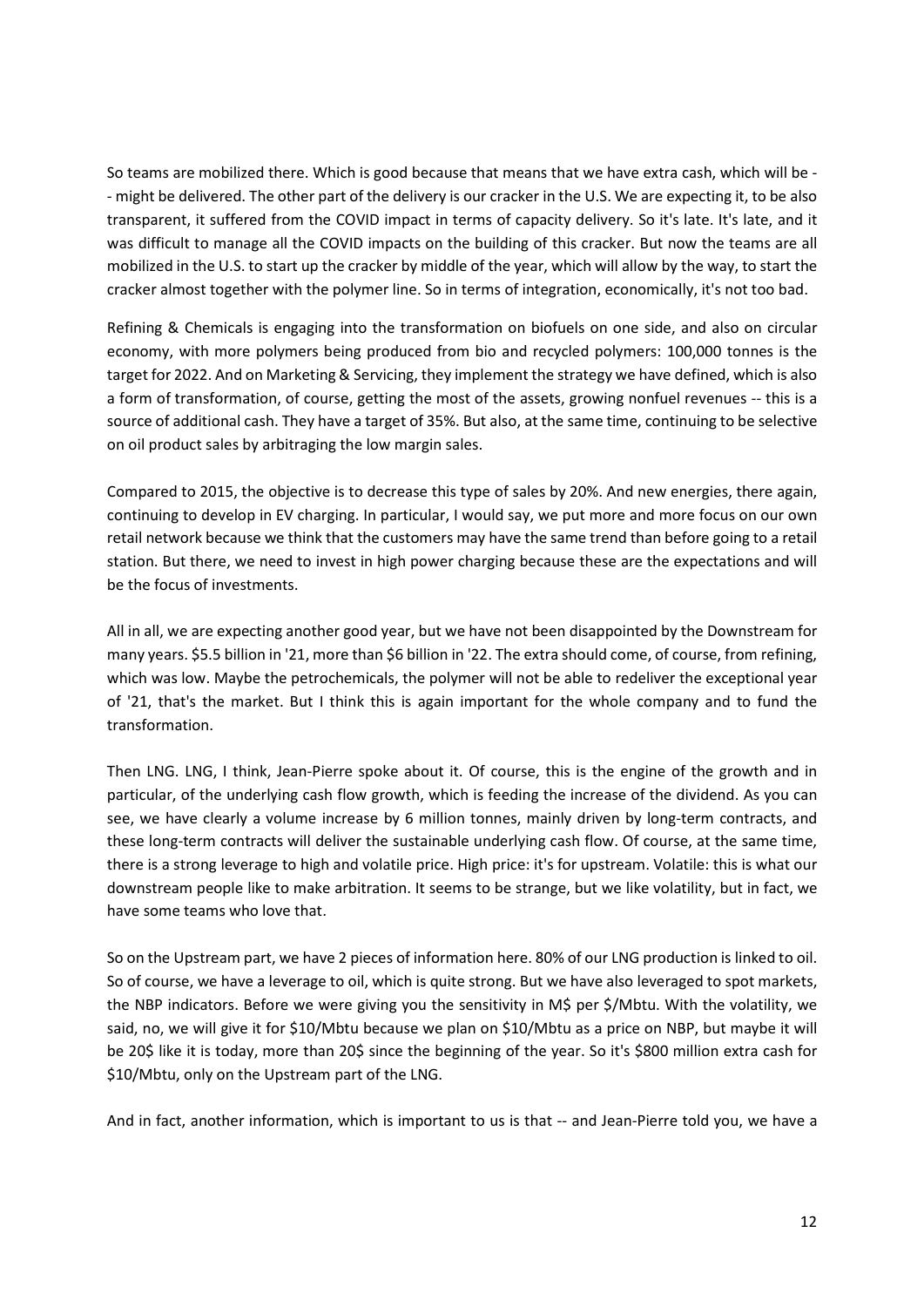So teams are mobilized there. Which is good because that means that we have extra cash, which will be -- might be delivered. The other part of the delivery is our cracker in the U.S. We are expecting it, to be also transparent, it suffered from the COVID impact in terms of capacity delivery. So it's late. It's late, and it was difficult to manage all the COVID impacts on the building of this cracker. But now the teams are all mobilized in the U.S. to start up the cracker by middle of the year, which will allow by the way, to start the cracker almost together with the polymer line. So in terms of integration, economically, it's not too bad.

Refining & Chemicals is engaging into the transformation on biofuels on one side, and also on circular economy, with more polymers being produced from bio and recycled polymers: 100,000 tonnes is the target for 2022. And on Marketing & Servicing, they implement the strategy we have defined, which is also a form of transformation, of course, getting the most of the assets, growing nonfuel revenues -- this is a source of additional cash. They have a target of 35%. But also, at the same time, continuing to be selective on oil product sales by arbitraging the low margin sales.

Compared to 2015, the objective is to decrease this type of sales by 20%. And new energies, there again, continuing to develop in EV charging. In particular, I would say, we put more and more focus on our own retail network because we think that the customers may have the same trend than before going to a retail station. But there, we need to invest in high power charging because these are the expectations and will be the focus of investments.

All in all, we are expecting another good year, but we have not been disappointed by the Downstream for many years. $5.5 billion in '21, more than $6 billion in '22. The extra should come, of course, from refining, which was low. Maybe the petrochemicals, the polymer will not be able to redeliver the exceptional year of '21, that's the market. But I think this is again important for the whole company and to fund the transformation.

Then LNG. LNG, I think, Jean-Pierre spoke about it. Of course, this is the engine of the growth and in particular, of the underlying cash flow growth, which is feeding the increase of the dividend. As you can see, we have clearly a volume increase by 6 million tonnes, mainly driven by long-term contracts, and these long-term contracts will deliver the sustainable underlying cash flow. Of course, at the same time, there is a strong leverage to high and volatile price. High price: it's for upstream. Volatile: this is what our downstream people like to make arbitration. It seems to be strange, but we like volatility, but in fact, we have some teams who love that.

So on the Upstream part, we have 2 pieces of information here. 80% of our LNG production is linked to oil. So of course, we have a leverage to oil, which is quite strong. But we have also leveraged to spot markets, the NBP indicators. Before we were giving you the sensitivity in M$ per $/Mbtu. With the volatility, we said, no, we will give it for $10/Mbtu because we plan on $10/Mbtu as a price on NBP, but maybe it will be 20$ like it is today, more than 20$ since the beginning of the year. So it's $800 million extra cash for $10/Mbtu, only on the Upstream part of the LNG.

And in fact, another information, which is important to us is that -- and Jean-Pierre told you, we have a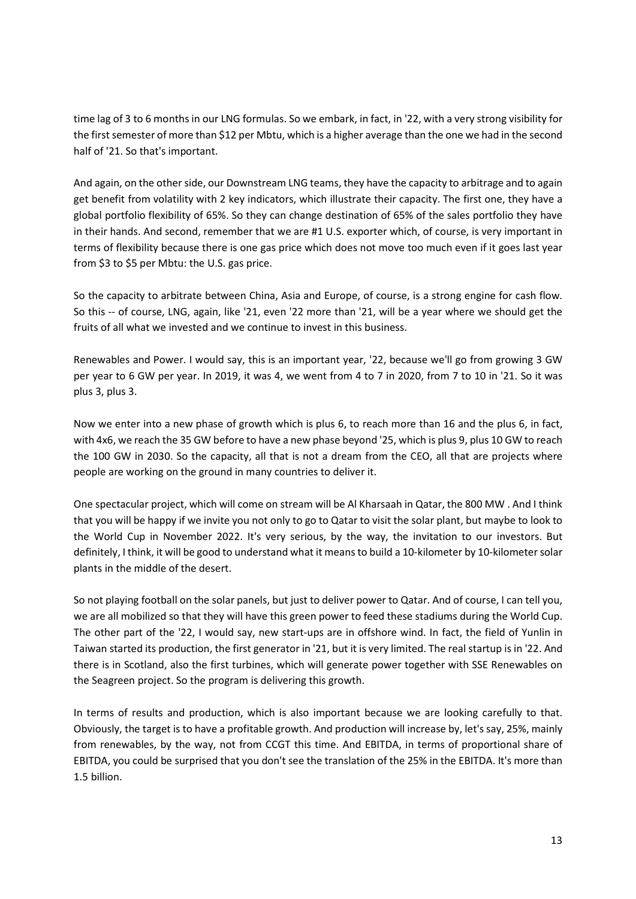time lag of 3 to 6 months in our LNG formulas. So we embark, in fact, in '22, with a very strong visibility for the first semester of more than $12 per Mbtu, which is a higher average than the one we had in the second half of '21. So that's important.

And again, on the other side, our Downstream LNG teams, they have the capacity to arbitrage and to again get benefit from volatility with 2 key indicators, which illustrate their capacity. The first one, they have a global portfolio flexibility of 65%. So they can change destination of 65% of the sales portfolio they have in their hands. And second, remember that we are #1 U.S. exporter which, of course, is very important in terms of flexibility because there is one gas price which does not move too much even if it goes last year from $3 to $5 per Mbtu: the U.S. gas price.

So the capacity to arbitrate between China, Asia and Europe, of course, is a strong engine for cash flow. So this -- of course, LNG, again, like '21, even '22 more than '21, will be a year where we should get the fruits of all what we invested and we continue to invest in this business.

Renewables and Power. I would say, this is an important year, '22, because we'll go from growing 3 GW per year to 6 GW per year. In 2019, it was 4, we went from 4 to 7 in 2020, from 7 to 10 in '21. So it was plus 3, plus 3.

Now we enter into a new phase of growth which is plus 6, to reach more than 16 and the plus 6, in fact, with 4x6, we reach the 35 GW before to have a new phase beyond '25, which is plus 9, plus 10 GW to reach the 100 GW in 2030. So the capacity, all that is not a dream from the CEO, all that are projects where people are working on the ground in many countries to deliver it.

One spectacular project, which will come on stream will be Al Kharsaah in Qatar, the 800 MW . And I think that you will be happy if we invite you not only to go to Qatar to visit the solar plant, but maybe to look to the World Cup in November 2022. It's very serious, by the way, the invitation to our investors. But definitely, I think, it will be good to understand what it means to build a 10-kilometer by 10-kilometer solar plants in the middle of the desert.

So not playing football on the solar panels, but just to deliver power to Qatar. And of course, I can tell you, we are all mobilized so that they will have this green power to feed these stadiums during the World Cup. The other part of the '22, I would say, new start-ups are in offshore wind. In fact, the field of Yunlin in Taiwan started its production, the first generator in '21, but it is very limited. The real startup is in '22. And there is in Scotland, also the first turbines, which will generate power together with SSE Renewables on the Seagreen project. So the program is delivering this growth.

In terms of results and production, which is also important because we are looking carefully to that. Obviously, the target is to have a profitable growth. And production will increase by, let's say, 25%, mainly from renewables, by the way, not from CCGT this time. And EBITDA, in terms of proportional share of EBITDA, you could be surprised that you don't see the translation of the 25% in the EBITDA. It's more than 1.5 billion.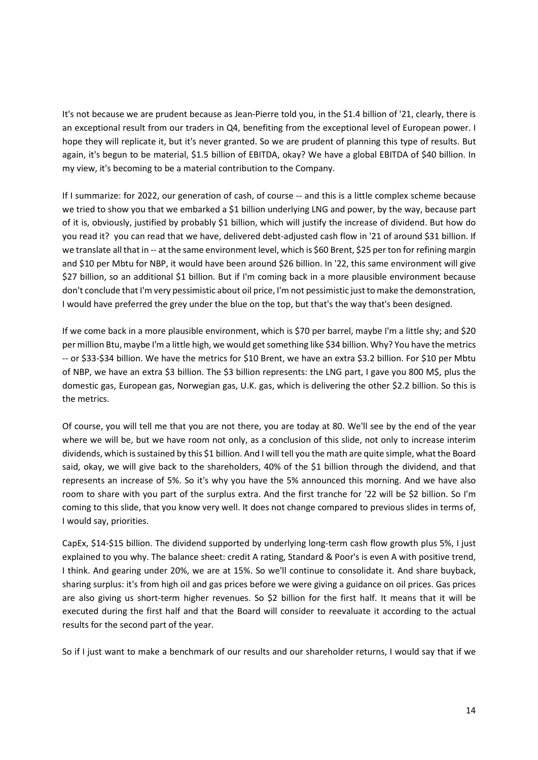It's not because we are prudent because as Jean-Pierre told you, in the $1.4 billion of '21, clearly, there is an exceptional result from our traders in Q4, benefiting from the exceptional level of European power. I hope they will replicate it, but it's never granted. So we are prudent of planning this type of results. But again, it's begun to be material, $1.5 billion of EBITDA, okay? We have a global EBITDA of $40 billion. In my view, it's becoming to be a material contribution to the Company.

If I summarize: for 2022, our generation of cash, of course -- and this is a little complex scheme because we tried to show you that we embarked a $1 billion underlying LNG and power, by the way, because part of it is, obviously, justified by probably $1 billion, which will justify the increase of dividend. But how do you read it? you can read that we have, delivered debt-adjusted cash flow in '21 of around $31 billion. If we translate all that in -- at the same environment level, which is $60 Brent, $25 per ton for refining margin and $10 per Mbtu for NBP, it would have been around $26 billion. In '22, this same environment will give $27 billion, so an additional $1 billion. But if I'm coming back in a more plausible environment because don't conclude that I'm very pessimistic about oil price, I'm not pessimistic just to make the demonstration, I would have preferred the grey under the blue on the top, but that's the way that's been designed.

If we come back in a more plausible environment, which is $70 per barrel, maybe I'm a little shy; and $20 per million Btu, maybe I'm a little high, we would get something like $34 billion. Why? You have the metrics -- or $33-$34 billion. We have the metrics for $10 Brent, we have an extra $3.2 billion. For $10 per Mbtu of NBP, we have an extra $3 billion. The $3 billion represents: the LNG part, I gave you 800 M$, plus the domestic gas, European gas, Norwegian gas, U.K. gas, which is delivering the other $2.2 billion. So this is the metrics.

Of course, you will tell me that you are not there, you are today at 80. We'll see by the end of the year where we will be, but we have room not only, as a conclusion of this slide, not only to increase interim dividends, which is sustained by this $1 billion. And I will tell you the math are quite simple, what the Board said, okay, we will give back to the shareholders, 40% of the $1 billion through the dividend, and that represents an increase of 5%. So it's why you have the 5% announced this morning. And we have also room to share with you part of the surplus extra. And the first tranche for '22 will be $2 billion. So I'm coming to this slide, that you know very well. It does not change compared to previous slides in terms of, I would say, priorities.

CapEx, $14-$15 billion. The dividend supported by underlying long-term cash flow growth plus 5%, I just explained to you why. The balance sheet: credit A rating, Standard & Poor's is even A with positive trend, I think. And gearing under 20%, we are at 15%. So we'll continue to consolidate it. And share buyback, sharing surplus: it's from high oil and gas prices before we were giving a guidance on oil prices. Gas prices are also giving us short-term higher revenues. So $2 billion for the first half. It means that it will be executed during the first half and that the Board will consider to reevaluate it according to the actual results for the second part of the year.

So if I just want to make a benchmark of our results and our shareholder returns, I would say that if we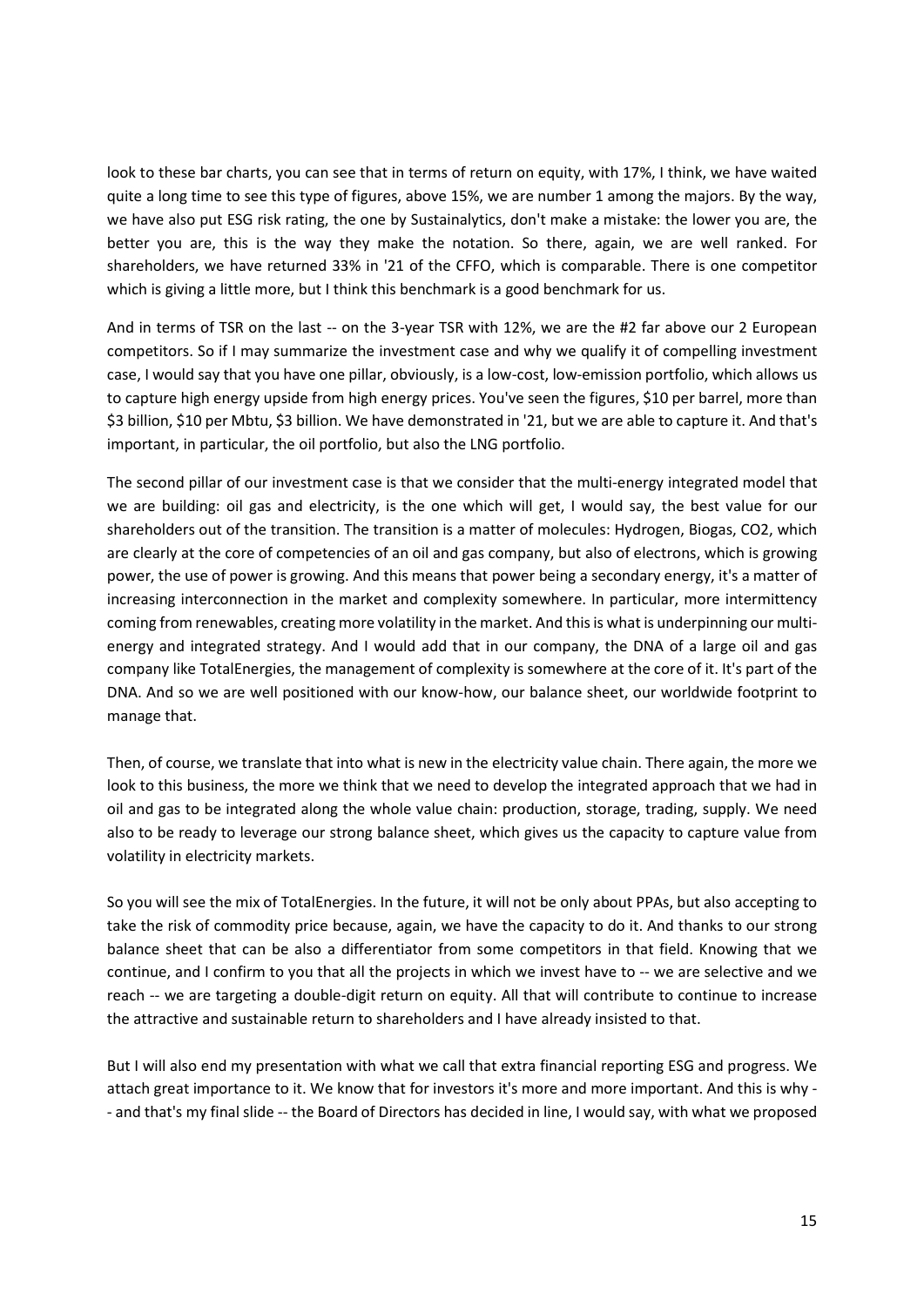look to these bar charts, you can see that in terms of return on equity, with 17%, I think, we have waited quite a long time to see this type of figures, above 15%, we are number 1 among the majors. By the way, we have also put ESG risk rating, the one by Sustainalytics, don't make a mistake: the lower you are, the better you are, this is the way they make the notation. So there, again, we are well ranked. For shareholders, we have returned 33% in '21 of the CFFO, which is comparable. There is one competitor which is giving a little more, but I think this benchmark is a good benchmark for us.

And in terms of TSR on the last -- on the 3-year TSR with 12%, we are the #2 far above our 2 European competitors. So if I may summarize the investment case and why we qualify it of compelling investment case, I would say that you have one pillar, obviously, is a low-cost, low-emission portfolio, which allows us to capture high energy upside from high energy prices. You've seen the figures, $10 per barrel, more than $3 billion, $10 per Mbtu, $3 billion. We have demonstrated in '21, but we are able to capture it. And that's important, in particular, the oil portfolio, but also the LNG portfolio.

The second pillar of our investment case is that we consider that the multi-energy integrated model that we are building: oil gas and electricity, is the one which will get, I would say, the best value for our shareholders out of the transition. The transition is a matter of molecules: Hydrogen, Biogas, CO2, which are clearly at the core of competencies of an oil and gas company, but also of electrons, which is growing power, the use of power is growing. And this means that power being a secondary energy, it's a matter of increasing interconnection in the market and complexity somewhere. In particular, more intermittency coming from renewables, creating more volatility in the market. And this is what is underpinning our multi-energy and integrated strategy. And I would add that in our company, the DNA of a large oil and gas company like TotalEnergies, the management of complexity is somewhere at the core of it. It's part of the DNA. And so we are well positioned with our know-how, our balance sheet, our worldwide footprint to manage that.

Then, of course, we translate that into what is new in the electricity value chain. There again, the more we look to this business, the more we think that we need to develop the integrated approach that we had in oil and gas to be integrated along the whole value chain: production, storage, trading, supply. We need also to be ready to leverage our strong balance sheet, which gives us the capacity to capture value from volatility in electricity markets.

So you will see the mix of TotalEnergies. In the future, it will not be only about PPAs, but also accepting to take the risk of commodity price because, again, we have the capacity to do it. And thanks to our strong balance sheet that can be also a differentiator from some competitors in that field. Knowing that we continue, and I confirm to you that all the projects in which we invest have to -- we are selective and we reach -- we are targeting a double-digit return on equity. All that will contribute to continue to increase the attractive and sustainable return to shareholders and I have already insisted to that.

But I will also end my presentation with what we call that extra financial reporting ESG and progress. We attach great importance to it. We know that for investors it's more and more important. And this is why -- and that's my final slide -- the Board of Directors has decided in line, I would say, with what we proposed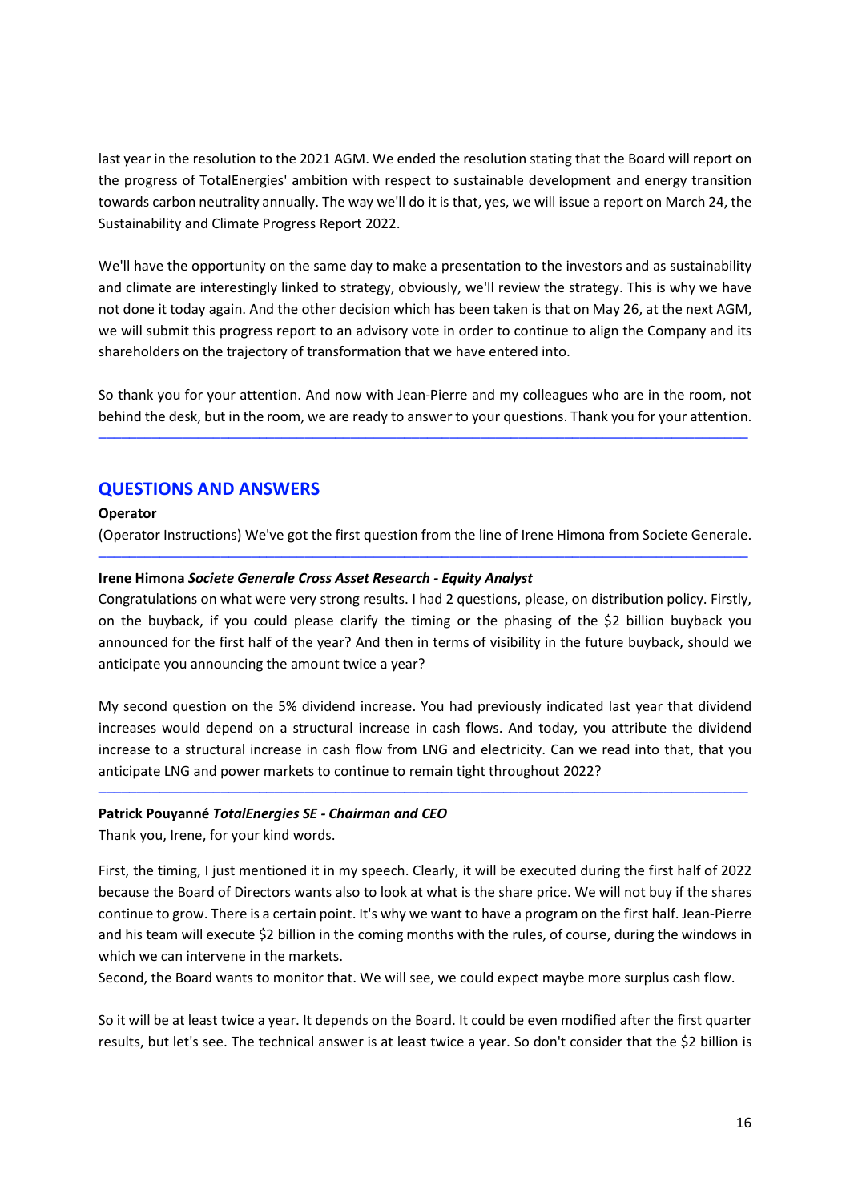last year in the resolution to the 2021 AGM. We ended the resolution stating that the Board will report on the progress of TotalEnergies' ambition with respect to sustainable development and energy transition towards carbon neutrality annually. The way we'll do it is that, yes, we will issue a report on March 24, the Sustainability and Climate Progress Report 2022.

We'll have the opportunity on the same day to make a presentation to the investors and as sustainability and climate are interestingly linked to strategy, obviously, we'll review the strategy. This is why we have not done it today again. And the other decision which has been taken is that on May 26, at the next AGM, we will submit this progress report to an advisory vote in order to continue to align the Company and its shareholders on the trajectory of transformation that we have entered into.

So thank you for your attention. And now with Jean-Pierre and my colleagues who are in the room, not behind the desk, but in the room, we are ready to answer to your questions. Thank you for your attention.

---

## QUESTIONS AND ANSWERS

**Operator**

(Operator Instructions) We've got the first question from the line of Irene Himona from Societe Generale.

---

**Irene Himona** ***Societe Generale Cross Asset Research - Equity Analyst***

Congratulations on what were very strong results. I had 2 questions, please, on distribution policy. Firstly, on the buyback, if you could please clarify the timing or the phasing of the $2 billion buyback you announced for the first half of the year? And then in terms of visibility in the future buyback, should we anticipate you announcing the amount twice a year?

My second question on the 5% dividend increase. You had previously indicated last year that dividend increases would depend on a structural increase in cash flows. And today, you attribute the dividend increase to a structural increase in cash flow from LNG and electricity. Can we read into that, that you anticipate LNG and power markets to continue to remain tight throughout 2022?

---

**Patrick Pouyanné** ***TotalEnergies SE - Chairman and CEO***

Thank you, Irene, for your kind words.

First, the timing, I just mentioned it in my speech. Clearly, it will be executed during the first half of 2022 because the Board of Directors wants also to look at what is the share price. We will not buy if the shares continue to grow. There is a certain point. It's why we want to have a program on the first half. Jean-Pierre and his team will execute $2 billion in the coming months with the rules, of course, during the windows in which we can intervene in the markets.

Second, the Board wants to monitor that. We will see, we could expect maybe more surplus cash flow.

So it will be at least twice a year. It depends on the Board. It could be even modified after the first quarter results, but let's see. The technical answer is at least twice a year. So don't consider that the $2 billion is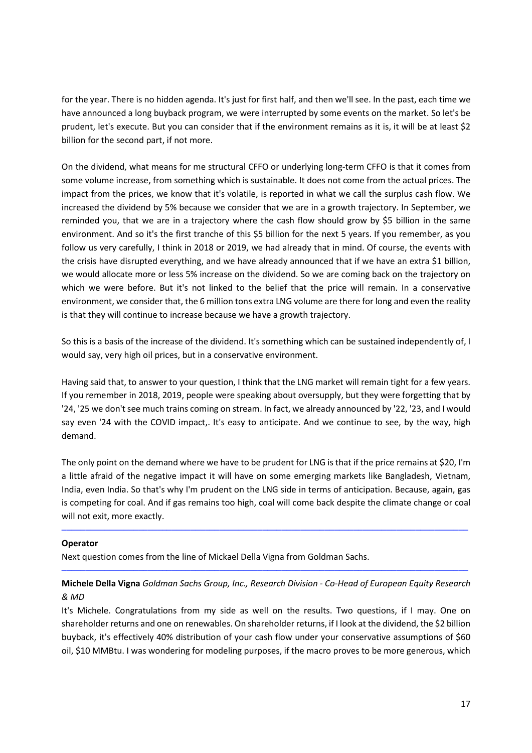for the year. There is no hidden agenda. It's just for first half, and then we'll see. In the past, each time we have announced a long buyback program, we were interrupted by some events on the market. So let's be prudent, let's execute. But you can consider that if the environment remains as it is, it will be at least $2 billion for the second part, if not more.

On the dividend, what means for me structural CFFO or underlying long-term CFFO is that it comes from some volume increase, from something which is sustainable. It does not come from the actual prices. The impact from the prices, we know that it's volatile, is reported in what we call the surplus cash flow. We increased the dividend by 5% because we consider that we are in a growth trajectory. In September, we reminded you, that we are in a trajectory where the cash flow should grow by $5 billion in the same environment. And so it's the first tranche of this $5 billion for the next 5 years. If you remember, as you follow us very carefully, I think in 2018 or 2019, we had already that in mind. Of course, the events with the crisis have disrupted everything, and we have already announced that if we have an extra $1 billion, we would allocate more or less 5% increase on the dividend. So we are coming back on the trajectory on which we were before. But it's not linked to the belief that the price will remain. In a conservative environment, we consider that, the 6 million tons extra LNG volume are there for long and even the reality is that they will continue to increase because we have a growth trajectory.

So this is a basis of the increase of the dividend. It's something which can be sustained independently of, I would say, very high oil prices, but in a conservative environment.

Having said that, to answer to your question, I think that the LNG market will remain tight for a few years. If you remember in 2018, 2019, people were speaking about oversupply, but they were forgetting that by '24, '25 we don't see much trains coming on stream. In fact, we already announced by '22, '23, and I would say even '24 with the COVID impact,. It's easy to anticipate. And we continue to see, by the way, high demand.

The only point on the demand where we have to be prudent for LNG is that if the price remains at $20, I'm a little afraid of the negative impact it will have on some emerging markets like Bangladesh, Vietnam, India, even India. So that's why I'm prudent on the LNG side in terms of anticipation. Because, again, gas is competing for coal. And if gas remains too high, coal will come back despite the climate change or coal will not exit, more exactly.

---

**Operator**

Next question comes from the line of Mickael Della Vigna from Goldman Sachs.

---

**Michele Della Vigna** *Goldman Sachs Group, Inc., Research Division - Co-Head of European Equity Research & MD*

It's Michele. Congratulations from my side as well on the results. Two questions, if I may. One on shareholder returns and one on renewables. On shareholder returns, if I look at the dividend, the $2 billion buyback, it's effectively 40% distribution of your cash flow under your conservative assumptions of $60 oil, $10 MMBtu. I was wondering for modeling purposes, if the macro proves to be more generous, which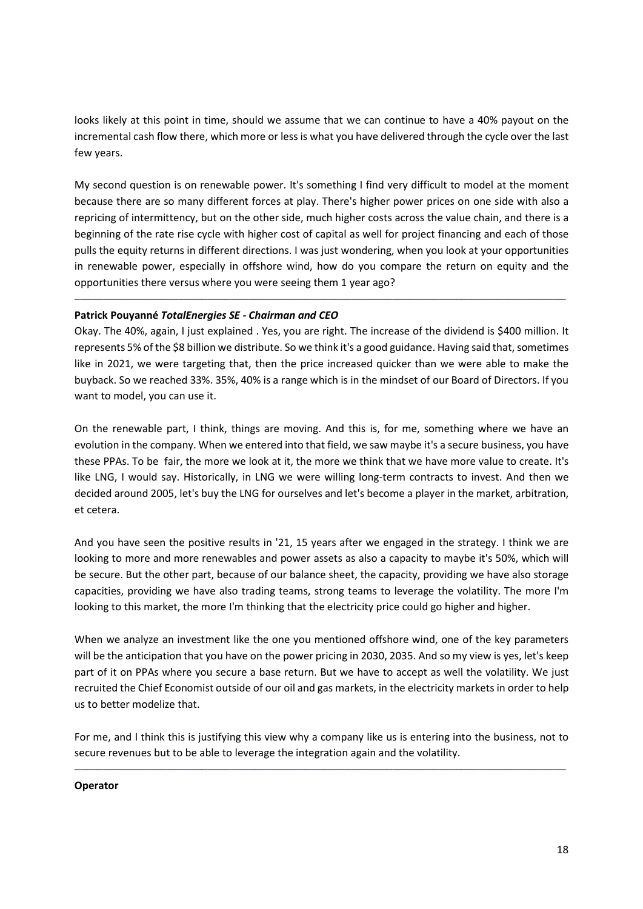looks likely at this point in time, should we assume that we can continue to have a 40% payout on the incremental cash flow there, which more or less is what you have delivered through the cycle over the last few years.

My second question is on renewable power. It's something I find very difficult to model at the moment because there are so many different forces at play. There's higher power prices on one side with also a repricing of intermittency, but on the other side, much higher costs across the value chain, and there is a beginning of the rate rise cycle with higher cost of capital as well for project financing and each of those pulls the equity returns in different directions. I was just wondering, when you look at your opportunities in renewable power, especially in offshore wind, how do you compare the return on equity and the opportunities there versus where you were seeing them 1 year ago?

---

**Patrick Pouyanné** ***TotalEnergies SE - Chairman and CEO***

Okay. The 40%, again, I just explained . Yes, you are right. The increase of the dividend is $400 million. It represents 5% of the $8 billion we distribute. So we think it's a good guidance. Having said that, sometimes like in 2021, we were targeting that, then the price increased quicker than we were able to make the buyback. So we reached 33%. 35%, 40% is a range which is in the mindset of our Board of Directors. If you want to model, you can use it.

On the renewable part, I think, things are moving. And this is, for me, something where we have an evolution in the company. When we entered into that field, we saw maybe it's a secure business, you have these PPAs. To be fair, the more we look at it, the more we think that we have more value to create. It's like LNG, I would say. Historically, in LNG we were willing long-term contracts to invest. And then we decided around 2005, let's buy the LNG for ourselves and let's become a player in the market, arbitration, et cetera.

And you have seen the positive results in '21, 15 years after we engaged in the strategy. I think we are looking to more and more renewables and power assets as also a capacity to maybe it's 50%, which will be secure. But the other part, because of our balance sheet, the capacity, providing we have also storage capacities, providing we have also trading teams, strong teams to leverage the volatility. The more I'm looking to this market, the more I'm thinking that the electricity price could go higher and higher.

When we analyze an investment like the one you mentioned offshore wind, one of the key parameters will be the anticipation that you have on the power pricing in 2030, 2035. And so my view is yes, let's keep part of it on PPAs where you secure a base return. But we have to accept as well the volatility. We just recruited the Chief Economist outside of our oil and gas markets, in the electricity markets in order to help us to better modelize that.

For me, and I think this is justifying this view why a company like us is entering into the business, not to secure revenues but to be able to leverage the integration again and the volatility.

---

**Operator**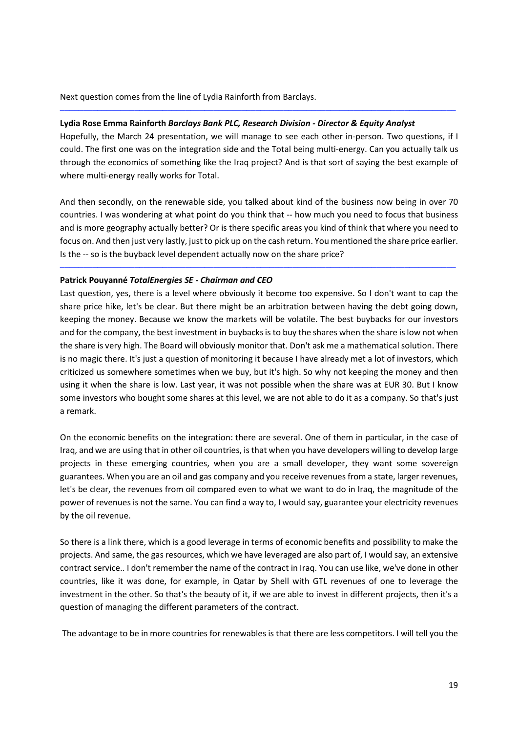Next question comes from the line of Lydia Rainforth from Barclays.

---

**Lydia Rose Emma Rainforth** ***Barclays Bank PLC, Research Division - Director & Equity Analyst***

Hopefully, the March 24 presentation, we will manage to see each other in-person. Two questions, if I could. The first one was on the integration side and the Total being multi-energy. Can you actually talk us through the economics of something like the Iraq project? And is that sort of saying the best example of where multi-energy really works for Total.

And then secondly, on the renewable side, you talked about kind of the business now being in over 70 countries. I was wondering at what point do you think that -- how much you need to focus that business and is more geography actually better? Or is there specific areas you kind of think that where you need to focus on. And then just very lastly, just to pick up on the cash return. You mentioned the share price earlier. Is the -- so is the buyback level dependent actually now on the share price?

---

**Patrick Pouyanné** ***TotalEnergies SE - Chairman and CEO***

Last question, yes, there is a level where obviously it become too expensive. So I don't want to cap the share price hike, let's be clear. But there might be an arbitration between having the debt going down, keeping the money. Because we know the markets will be volatile. The best buybacks for our investors and for the company, the best investment in buybacks is to buy the shares when the share is low not when the share is very high. The Board will obviously monitor that. Don't ask me a mathematical solution. There is no magic there. It's just a question of monitoring it because I have already met a lot of investors, which criticized us somewhere sometimes when we buy, but it's high. So why not keeping the money and then using it when the share is low. Last year, it was not possible when the share was at EUR 30. But I know some investors who bought some shares at this level, we are not able to do it as a company. So that's just a remark.

On the economic benefits on the integration: there are several. One of them in particular, in the case of Iraq, and we are using that in other oil countries, is that when you have developers willing to develop large projects in these emerging countries, when you are a small developer, they want some sovereign guarantees. When you are an oil and gas company and you receive revenues from a state, larger revenues, let's be clear, the revenues from oil compared even to what we want to do in Iraq, the magnitude of the power of revenues is not the same. You can find a way to, I would say, guarantee your electricity revenues by the oil revenue.

So there is a link there, which is a good leverage in terms of economic benefits and possibility to make the projects. And same, the gas resources, which we have leveraged are also part of, I would say, an extensive contract service.. I don't remember the name of the contract in Iraq. You can use like, we've done in other countries, like it was done, for example, in Qatar by Shell with GTL revenues of one to leverage the investment in the other. So that's the beauty of it, if we are able to invest in different projects, then it's a question of managing the different parameters of the contract.

The advantage to be in more countries for renewables is that there are less competitors. I will tell you the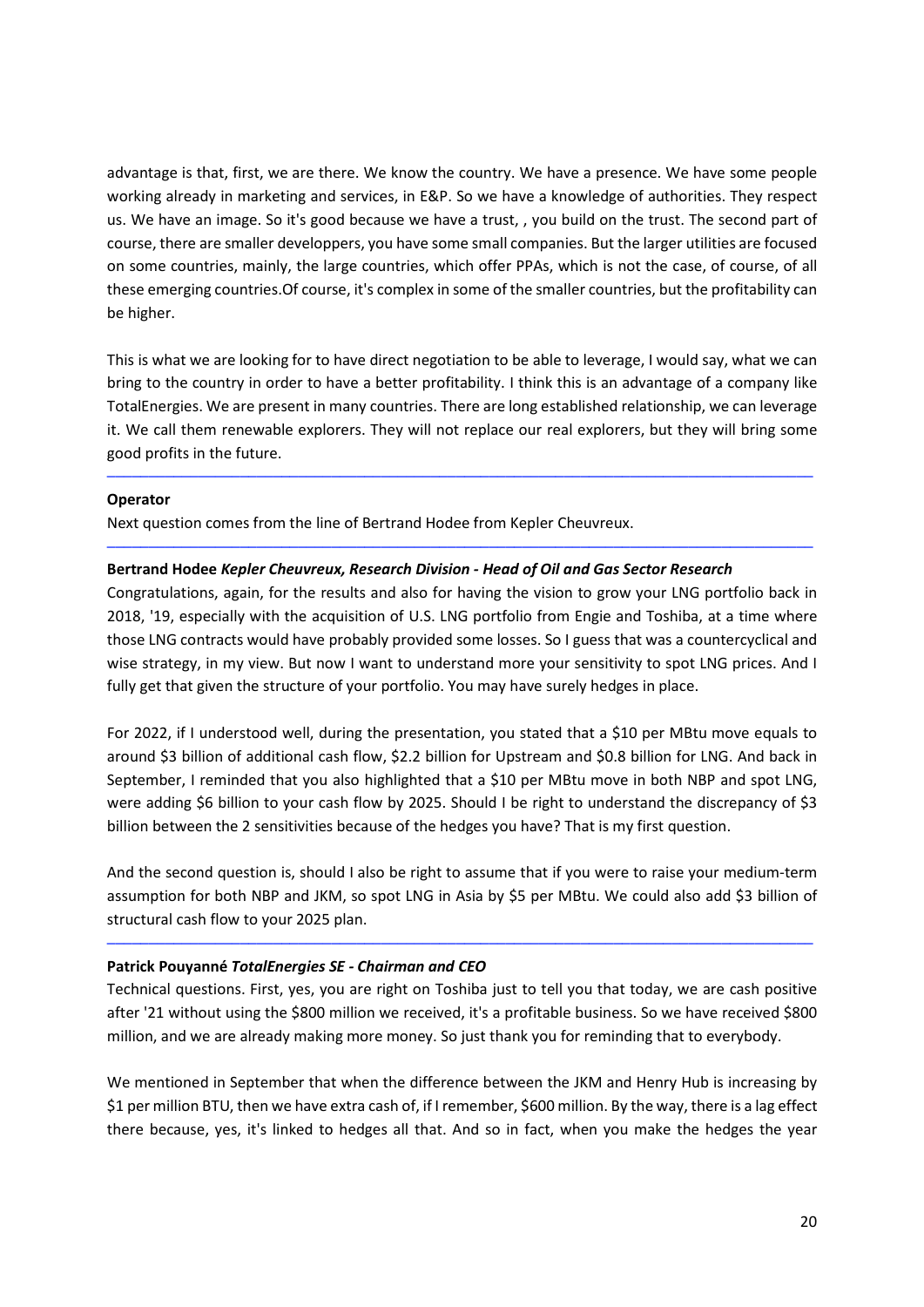advantage is that, first, we are there. We know the country. We have a presence. We have some people working already in marketing and services, in E&P. So we have a knowledge of authorities. They respect us. We have an image. So it's good because we have a trust, , you build on the trust. The second part of course, there are smaller developpers, you have some small companies. But the larger utilities are focused on some countries, mainly, the large countries, which offer PPAs, which is not the case, of course, of all these emerging countries.Of course, it's complex in some of the smaller countries, but the profitability can be higher.

This is what we are looking for to have direct negotiation to be able to leverage, I would say, what we can bring to the country in order to have a better profitability. I think this is an advantage of a company like TotalEnergies. We are present in many countries. There are long established relationship, we can leverage it. We call them renewable explorers. They will not replace our real explorers, but they will bring some good profits in the future.

---

**Operator**

Next question comes from the line of Bertrand Hodee from Kepler Cheuvreux.

---

**Bertrand Hodee** ***Kepler Cheuvreux, Research Division - Head of Oil and Gas Sector Research***

Congratulations, again, for the results and also for having the vision to grow your LNG portfolio back in 2018, '19, especially with the acquisition of U.S. LNG portfolio from Engie and Toshiba, at a time where those LNG contracts would have probably provided some losses. So I guess that was a countercyclical and wise strategy, in my view. But now I want to understand more your sensitivity to spot LNG prices. And I fully get that given the structure of your portfolio. You may have surely hedges in place.

For 2022, if I understood well, during the presentation, you stated that a $10 per MBtu move equals to around $3 billion of additional cash flow, $2.2 billion for Upstream and $0.8 billion for LNG. And back in September, I reminded that you also highlighted that a $10 per MBtu move in both NBP and spot LNG, were adding $6 billion to your cash flow by 2025. Should I be right to understand the discrepancy of $3 billion between the 2 sensitivities because of the hedges you have? That is my first question.

And the second question is, should I also be right to assume that if you were to raise your medium-term assumption for both NBP and JKM, so spot LNG in Asia by $5 per MBtu. We could also add $3 billion of structural cash flow to your 2025 plan.

---

**Patrick Pouyanné** ***TotalEnergies SE - Chairman and CEO***

Technical questions. First, yes, you are right on Toshiba just to tell you that today, we are cash positive after '21 without using the $800 million we received, it's a profitable business. So we have received $800 million, and we are already making more money. So just thank you for reminding that to everybody.

We mentioned in September that when the difference between the JKM and Henry Hub is increasing by $1 per million BTU, then we have extra cash of, if I remember, $600 million. By the way, there is a lag effect there because, yes, it's linked to hedges all that. And so in fact, when you make the hedges the year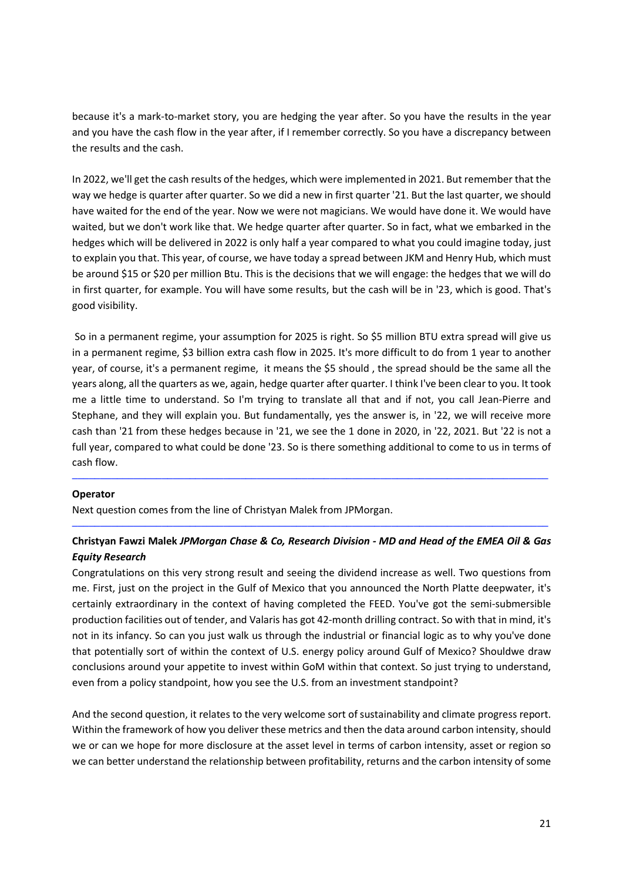because it's a mark-to-market story, you are hedging the year after. So you have the results in the year and you have the cash flow in the year after, if I remember correctly. So you have a discrepancy between the results and the cash.

In 2022, we'll get the cash results of the hedges, which were implemented in 2021. But remember that the way we hedge is quarter after quarter. So we did a new in first quarter '21. But the last quarter, we should have waited for the end of the year. Now we were not magicians. We would have done it. We would have waited, but we don't work like that. We hedge quarter after quarter. So in fact, what we embarked in the hedges which will be delivered in 2022 is only half a year compared to what you could imagine today, just to explain you that. This year, of course, we have today a spread between JKM and Henry Hub, which must be around \$15 or \$20 per million Btu. This is the decisions that we will engage: the hedges that we will do in first quarter, for example. You will have some results, but the cash will be in '23, which is good. That's good visibility.

So in a permanent regime, your assumption for 2025 is right. So \$5 million BTU extra spread will give us in a permanent regime, \$3 billion extra cash flow in 2025. It's more difficult to do from 1 year to another year, of course, it's a permanent regime, it means the \$5 should , the spread should be the same all the years along, all the quarters as we, again, hedge quarter after quarter. I think I've been clear to you. It took me a little time to understand. So I'm trying to translate all that and if not, you call Jean-Pierre and Stephane, and they will explain you. But fundamentally, yes the answer is, in '22, we will receive more cash than '21 from these hedges because in '21, we see the 1 done in 2020, in '22, 2021. But '22 is not a full year, compared to what could be done '23. So is there something additional to come to us in terms of cash flow.

---

**Operator**

Next question comes from the line of Christyan Malek from JPMorgan.

---

**Christyan Fawzi Malek** ***JPMorgan Chase & Co, Research Division - MD and Head of the EMEA Oil & Gas Equity Research***

Congratulations on this very strong result and seeing the dividend increase as well. Two questions from me. First, just on the project in the Gulf of Mexico that you announced the North Platte deepwater, it's certainly extraordinary in the context of having completed the FEED. You've got the semi-submersible production facilities out of tender, and Valaris has got 42-month drilling contract. So with that in mind, it's not in its infancy. So can you just walk us through the industrial or financial logic as to why you've done that potentially sort of within the context of U.S. energy policy around Gulf of Mexico? Shouldwe draw conclusions around your appetite to invest within GoM within that context. So just trying to understand, even from a policy standpoint, how you see the U.S. from an investment standpoint?

And the second question, it relates to the very welcome sort of sustainability and climate progress report. Within the framework of how you deliver these metrics and then the data around carbon intensity, should we or can we hope for more disclosure at the asset level in terms of carbon intensity, asset or region so we can better understand the relationship between profitability, returns and the carbon intensity of some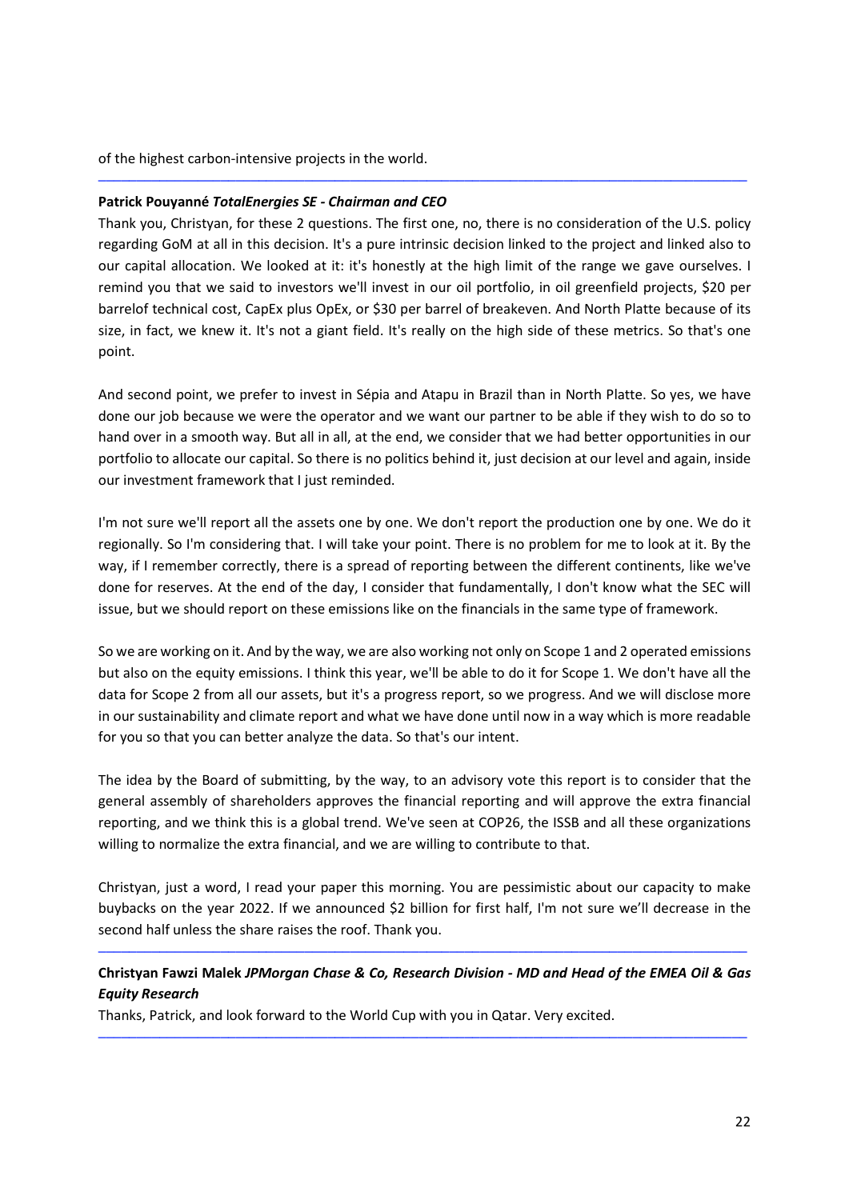of the highest carbon-intensive projects in the world.

---

**Patrick Pouyanné** ***TotalEnergies SE - Chairman and CEO***

Thank you, Christyan, for these 2 questions. The first one, no, there is no consideration of the U.S. policy regarding GoM at all in this decision. It's a pure intrinsic decision linked to the project and linked also to our capital allocation. We looked at it: it's honestly at the high limit of the range we gave ourselves. I remind you that we said to investors we'll invest in our oil portfolio, in oil greenfield projects, $20 per barrelof technical cost, CapEx plus OpEx, or $30 per barrel of breakeven. And North Platte because of its size, in fact, we knew it. It's not a giant field. It's really on the high side of these metrics. So that's one point.

And second point, we prefer to invest in Sépia and Atapu in Brazil than in North Platte. So yes, we have done our job because we were the operator and we want our partner to be able if they wish to do so to hand over in a smooth way. But all in all, at the end, we consider that we had better opportunities in our portfolio to allocate our capital. So there is no politics behind it, just decision at our level and again, inside our investment framework that I just reminded.

I'm not sure we'll report all the assets one by one. We don't report the production one by one. We do it regionally. So I'm considering that. I will take your point. There is no problem for me to look at it. By the way, if I remember correctly, there is a spread of reporting between the different continents, like we've done for reserves. At the end of the day, I consider that fundamentally, I don't know what the SEC will issue, but we should report on these emissions like on the financials in the same type of framework.

So we are working on it. And by the way, we are also working not only on Scope 1 and 2 operated emissions but also on the equity emissions. I think this year, we'll be able to do it for Scope 1. We don't have all the data for Scope 2 from all our assets, but it's a progress report, so we progress. And we will disclose more in our sustainability and climate report and what we have done until now in a way which is more readable for you so that you can better analyze the data. So that's our intent.

The idea by the Board of submitting, by the way, to an advisory vote this report is to consider that the general assembly of shareholders approves the financial reporting and will approve the extra financial reporting, and we think this is a global trend. We've seen at COP26, the ISSB and all these organizations willing to normalize the extra financial, and we are willing to contribute to that.

Christyan, just a word, I read your paper this morning. You are pessimistic about our capacity to make buybacks on the year 2022. If we announced $2 billion for first half, I'm not sure we'll decrease in the second half unless the share raises the roof. Thank you.

---

**Christyan Fawzi Malek** ***JPMorgan Chase & Co, Research Division - MD and Head of the EMEA Oil & Gas Equity Research***

Thanks, Patrick, and look forward to the World Cup with you in Qatar. Very excited.

---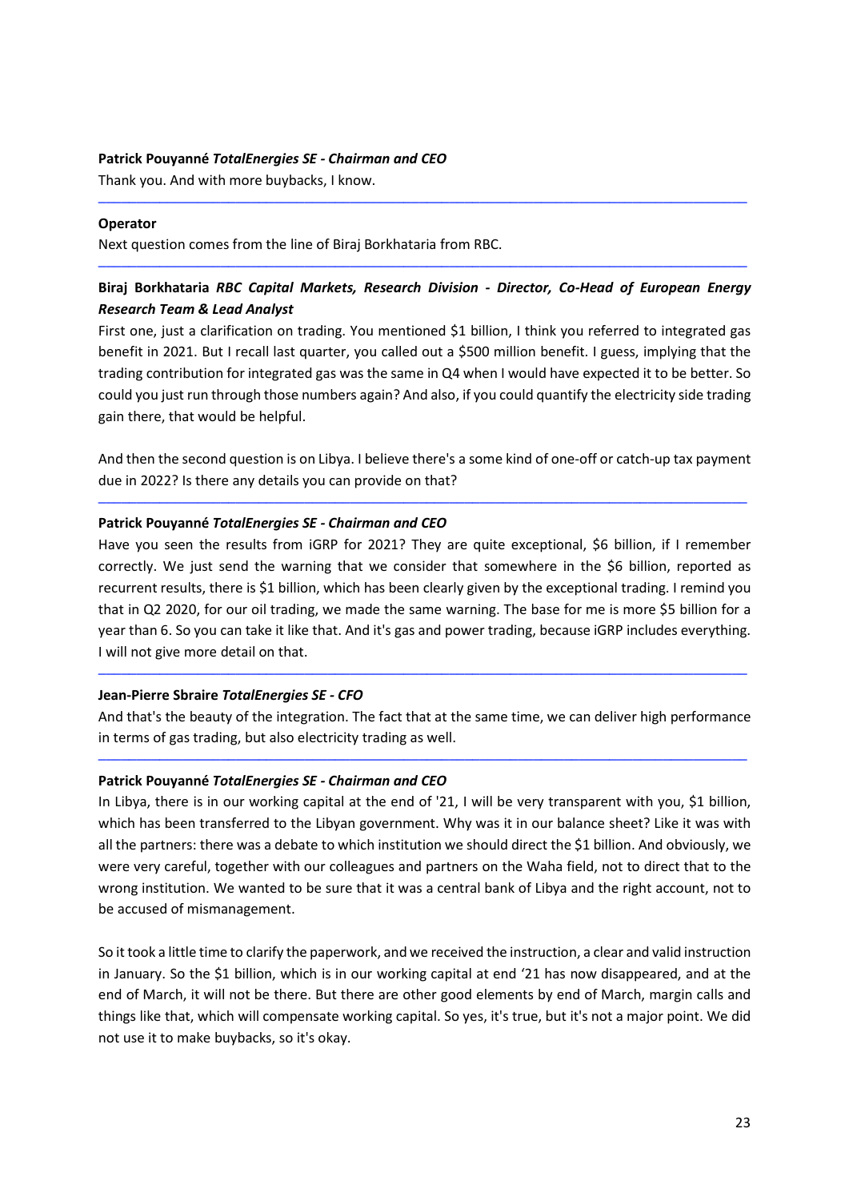**Patrick Pouyanné** ***TotalEnergies SE - Chairman and CEO***

Thank you. And with more buybacks, I know.

---

**Operator**

Next question comes from the line of Biraj Borkhataria from RBC.

---

**Biraj Borkhataria** ***RBC Capital Markets, Research Division - Director, Co-Head of European Energy Research Team & Lead Analyst***

First one, just a clarification on trading. You mentioned $1 billion, I think you referred to integrated gas benefit in 2021. But I recall last quarter, you called out a $500 million benefit. I guess, implying that the trading contribution for integrated gas was the same in Q4 when I would have expected it to be better. So could you just run through those numbers again? And also, if you could quantify the electricity side trading gain there, that would be helpful.

And then the second question is on Libya. I believe there's a some kind of one-off or catch-up tax payment due in 2022? Is there any details you can provide on that?

---

**Patrick Pouyanné** ***TotalEnergies SE - Chairman and CEO***

Have you seen the results from iGRP for 2021? They are quite exceptional, $6 billion, if I remember correctly. We just send the warning that we consider that somewhere in the $6 billion, reported as recurrent results, there is $1 billion, which has been clearly given by the exceptional trading. I remind you that in Q2 2020, for our oil trading, we made the same warning. The base for me is more $5 billion for a year than 6. So you can take it like that. And it's gas and power trading, because iGRP includes everything. I will not give more detail on that.

---

**Jean-Pierre Sbraire** ***TotalEnergies SE - CFO***

And that's the beauty of the integration. The fact that at the same time, we can deliver high performance in terms of gas trading, but also electricity trading as well.

---

**Patrick Pouyanné** ***TotalEnergies SE - Chairman and CEO***

In Libya, there is in our working capital at the end of '21, I will be very transparent with you, $1 billion, which has been transferred to the Libyan government. Why was it in our balance sheet? Like it was with all the partners: there was a debate to which institution we should direct the $1 billion. And obviously, we were very careful, together with our colleagues and partners on the Waha field, not to direct that to the wrong institution. We wanted to be sure that it was a central bank of Libya and the right account, not to be accused of mismanagement.

So it took a little time to clarify the paperwork, and we received the instruction, a clear and valid instruction in January. So the $1 billion, which is in our working capital at end '21 has now disappeared, and at the end of March, it will not be there. But there are other good elements by end of March, margin calls and things like that, which will compensate working capital. So yes, it's true, but it's not a major point. We did not use it to make buybacks, so it's okay.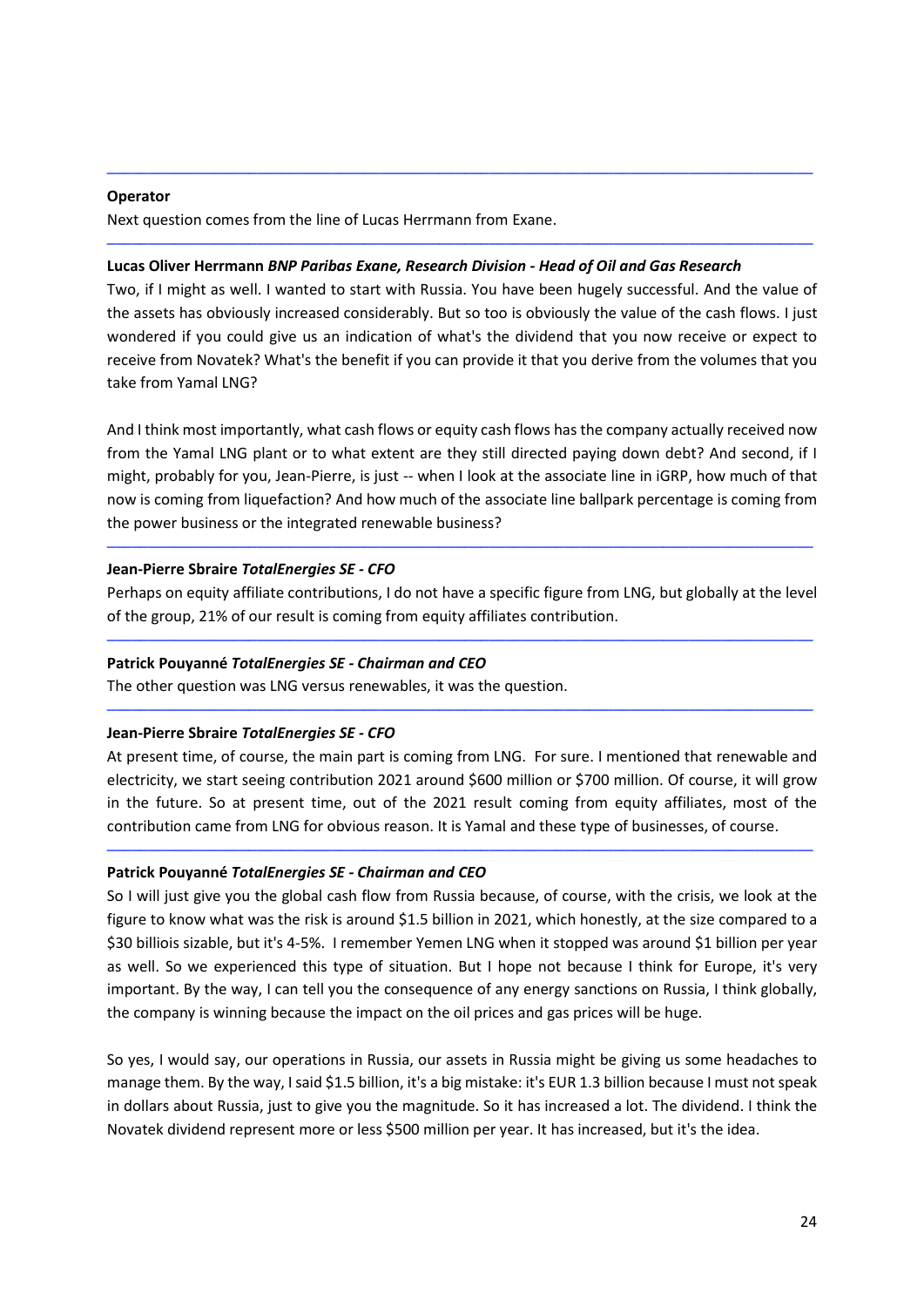**Operator**

Next question comes from the line of Lucas Herrmann from Exane.

**Lucas Oliver Herrmann** ***BNP Paribas Exane, Research Division - Head of Oil and Gas Research***

Two, if I might as well. I wanted to start with Russia. You have been hugely successful. And the value of the assets has obviously increased considerably. But so too is obviously the value of the cash flows. I just wondered if you could give us an indication of what's the dividend that you now receive or expect to receive from Novatek? What's the benefit if you can provide it that you derive from the volumes that you take from Yamal LNG?

And I think most importantly, what cash flows or equity cash flows has the company actually received now from the Yamal LNG plant or to what extent are they still directed paying down debt? And second, if I might, probably for you, Jean-Pierre, is just -- when I look at the associate line in iGRP, how much of that now is coming from liquefaction? And how much of the associate line ballpark percentage is coming from the power business or the integrated renewable business?

**Jean-Pierre Sbraire** ***TotalEnergies SE - CFO***

Perhaps on equity affiliate contributions, I do not have a specific figure from LNG, but globally at the level of the group, 21% of our result is coming from equity affiliates contribution.

**Patrick Pouyanné** ***TotalEnergies SE - Chairman and CEO***

The other question was LNG versus renewables, it was the question.

**Jean-Pierre Sbraire** ***TotalEnergies SE - CFO***

At present time, of course, the main part is coming from LNG. For sure. I mentioned that renewable and electricity, we start seeing contribution 2021 around $600 million or $700 million. Of course, it will grow in the future. So at present time, out of the 2021 result coming from equity affiliates, most of the contribution came from LNG for obvious reason. It is Yamal and these type of businesses, of course.

**Patrick Pouyanné** ***TotalEnergies SE - Chairman and CEO***

So I will just give you the global cash flow from Russia because, of course, with the crisis, we look at the figure to know what was the risk is around $1.5 billion in 2021, which honestly, at the size compared to a $30 billiois sizable, but it's 4-5%. I remember Yemen LNG when it stopped was around $1 billion per year as well. So we experienced this type of situation. But I hope not because I think for Europe, it's very important. By the way, I can tell you the consequence of any energy sanctions on Russia, I think globally, the company is winning because the impact on the oil prices and gas prices will be huge.

So yes, I would say, our operations in Russia, our assets in Russia might be giving us some headaches to manage them. By the way, I said $1.5 billion, it's a big mistake: it's EUR 1.3 billion because I must not speak in dollars about Russia, just to give you the magnitude. So it has increased a lot. The dividend. I think the Novatek dividend represent more or less $500 million per year. It has increased, but it's the idea.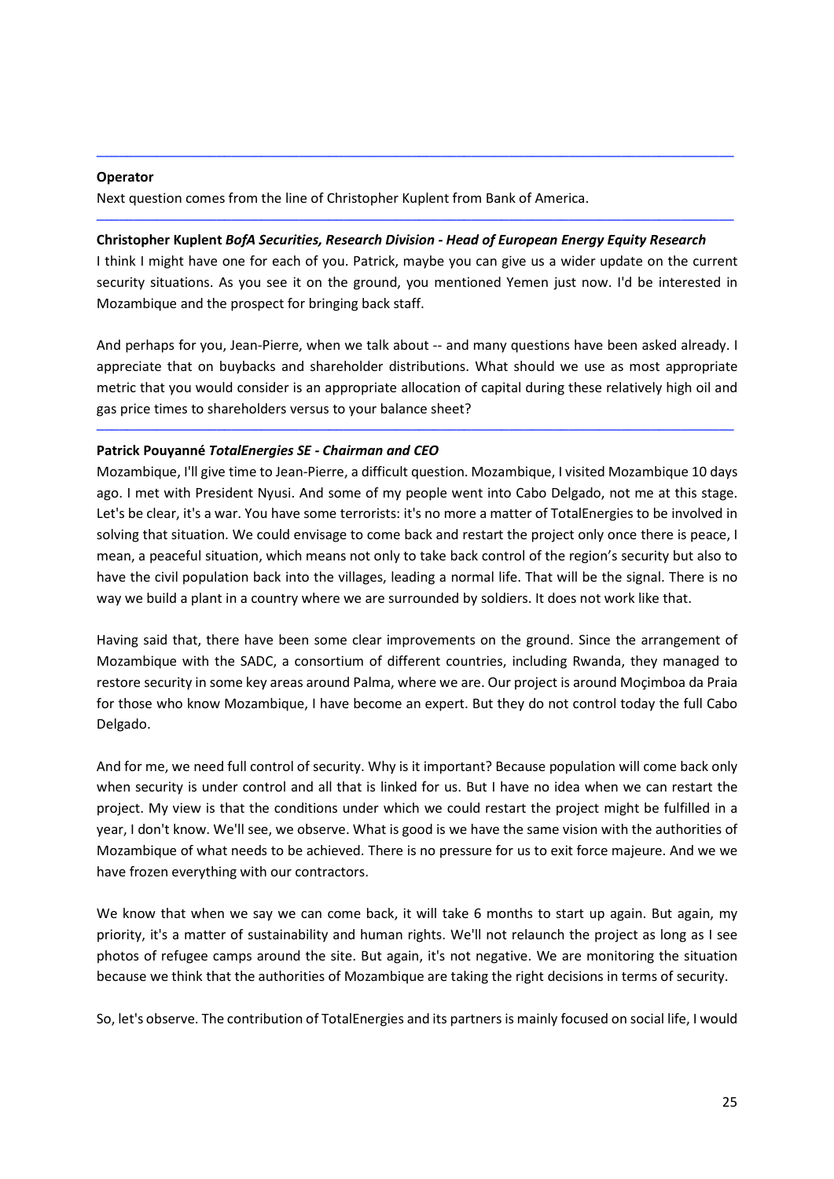**Operator**

Next question comes from the line of Christopher Kuplent from Bank of America.

---

**Christopher Kuplent** *BofA Securities, Research Division - Head of European Energy Equity Research*

I think I might have one for each of you. Patrick, maybe you can give us a wider update on the current security situations. As you see it on the ground, you mentioned Yemen just now. I'd be interested in Mozambique and the prospect for bringing back staff.

And perhaps for you, Jean-Pierre, when we talk about -- and many questions have been asked already. I appreciate that on buybacks and shareholder distributions. What should we use as most appropriate metric that you would consider is an appropriate allocation of capital during these relatively high oil and gas price times to shareholders versus to your balance sheet?

---

**Patrick Pouyanné** *TotalEnergies SE - Chairman and CEO*

Mozambique, I'll give time to Jean-Pierre, a difficult question. Mozambique, I visited Mozambique 10 days ago. I met with President Nyusi. And some of my people went into Cabo Delgado, not me at this stage. Let's be clear, it's a war. You have some terrorists: it's no more a matter of TotalEnergies to be involved in solving that situation. We could envisage to come back and restart the project only once there is peace, I mean, a peaceful situation, which means not only to take back control of the region's security but also to have the civil population back into the villages, leading a normal life. That will be the signal. There is no way we build a plant in a country where we are surrounded by soldiers. It does not work like that.

Having said that, there have been some clear improvements on the ground. Since the arrangement of Mozambique with the SADC, a consortium of different countries, including Rwanda, they managed to restore security in some key areas around Palma, where we are. Our project is around Moçimboa da Praia for those who know Mozambique, I have become an expert. But they do not control today the full Cabo Delgado.

And for me, we need full control of security. Why is it important? Because population will come back only when security is under control and all that is linked for us. But I have no idea when we can restart the project. My view is that the conditions under which we could restart the project might be fulfilled in a year, I don't know. We'll see, we observe. What is good is we have the same vision with the authorities of Mozambique of what needs to be achieved. There is no pressure for us to exit force majeure. And we we have frozen everything with our contractors.

We know that when we say we can come back, it will take 6 months to start up again. But again, my priority, it's a matter of sustainability and human rights. We'll not relaunch the project as long as I see photos of refugee camps around the site. But again, it's not negative. We are monitoring the situation because we think that the authorities of Mozambique are taking the right decisions in terms of security.

So, let's observe. The contribution of TotalEnergies and its partners is mainly focused on social life, I would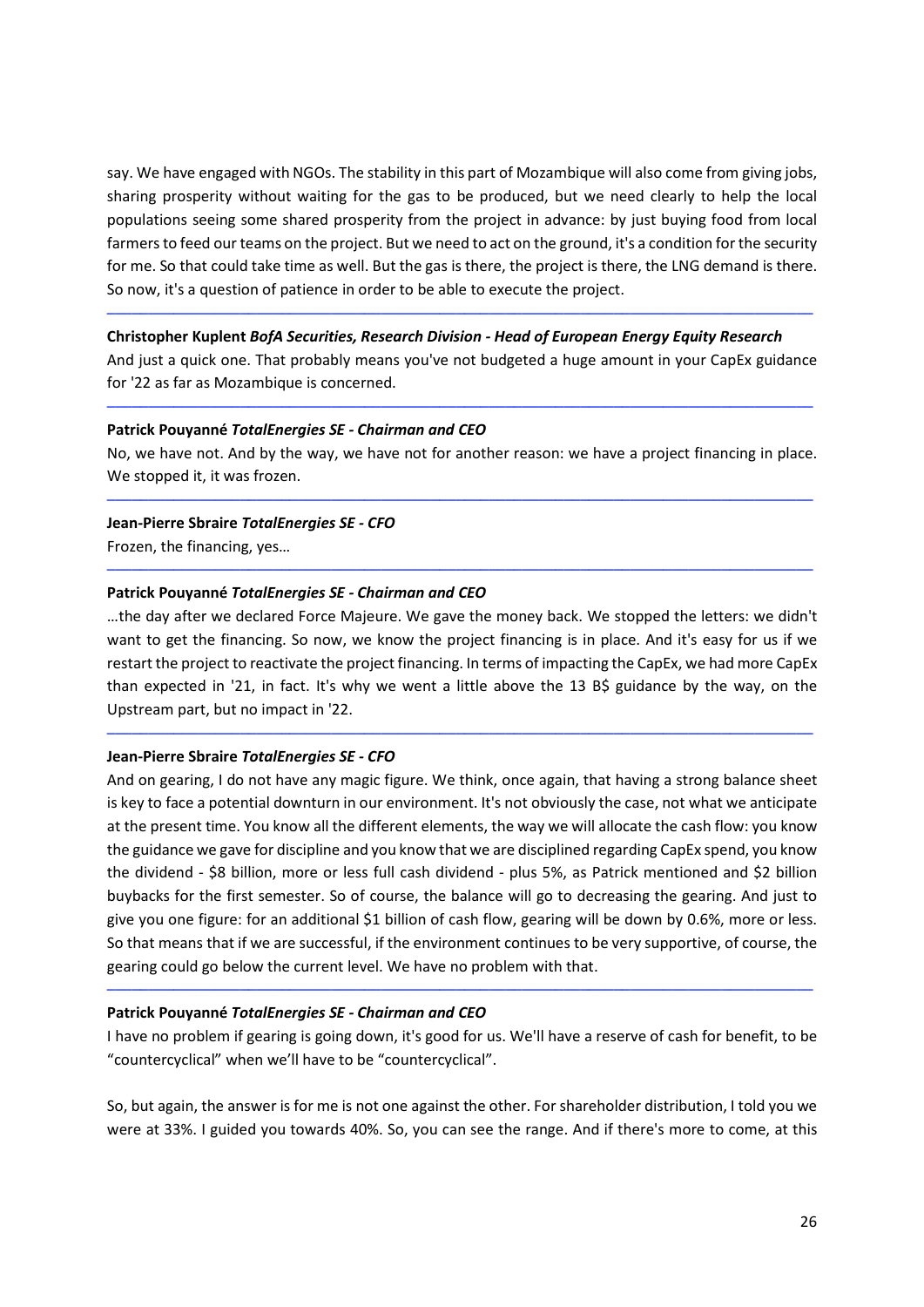say. We have engaged with NGOs. The stability in this part of Mozambique will also come from giving jobs, sharing prosperity without waiting for the gas to be produced, but we need clearly to help the local populations seeing some shared prosperity from the project in advance: by just buying food from local farmers to feed our teams on the project. But we need to act on the ground, it's a condition for the security for me. So that could take time as well. But the gas is there, the project is there, the LNG demand is there. So now, it's a question of patience in order to be able to execute the project.

---

**Christopher Kuplent** ***BofA Securities, Research Division - Head of European Energy Equity Research***
And just a quick one. That probably means you've not budgeted a huge amount in your CapEx guidance for '22 as far as Mozambique is concerned.

---

**Patrick Pouyanné** ***TotalEnergies SE - Chairman and CEO***
No, we have not. And by the way, we have not for another reason: we have a project financing in place. We stopped it, it was frozen.

---

**Jean-Pierre Sbraire** ***TotalEnergies SE - CFO***
Frozen, the financing, yes…

---

**Patrick Pouyanné** ***TotalEnergies SE - Chairman and CEO***
…the day after we declared Force Majeure. We gave the money back. We stopped the letters: we didn't want to get the financing. So now, we know the project financing is in place. And it's easy for us if we restart the project to reactivate the project financing. In terms of impacting the CapEx, we had more CapEx than expected in '21, in fact. It's why we went a little above the 13 B$ guidance by the way, on the Upstream part, but no impact in '22.

---

**Jean-Pierre Sbraire** ***TotalEnergies SE - CFO***
And on gearing, I do not have any magic figure. We think, once again, that having a strong balance sheet is key to face a potential downturn in our environment. It's not obviously the case, not what we anticipate at the present time. You know all the different elements, the way we will allocate the cash flow: you know the guidance we gave for discipline and you know that we are disciplined regarding CapEx spend, you know the dividend - $8 billion, more or less full cash dividend - plus 5%, as Patrick mentioned and $2 billion buybacks for the first semester. So of course, the balance will go to decreasing the gearing. And just to give you one figure: for an additional $1 billion of cash flow, gearing will be down by 0.6%, more or less. So that means that if we are successful, if the environment continues to be very supportive, of course, the gearing could go below the current level. We have no problem with that.

---

**Patrick Pouyanné** ***TotalEnergies SE - Chairman and CEO***
I have no problem if gearing is going down, it's good for us. We'll have a reserve of cash for benefit, to be "countercyclical" when we'll have to be "countercyclical".

So, but again, the answer is for me is not one against the other. For shareholder distribution, I told you we were at 33%. I guided you towards 40%. So, you can see the range. And if there's more to come, at this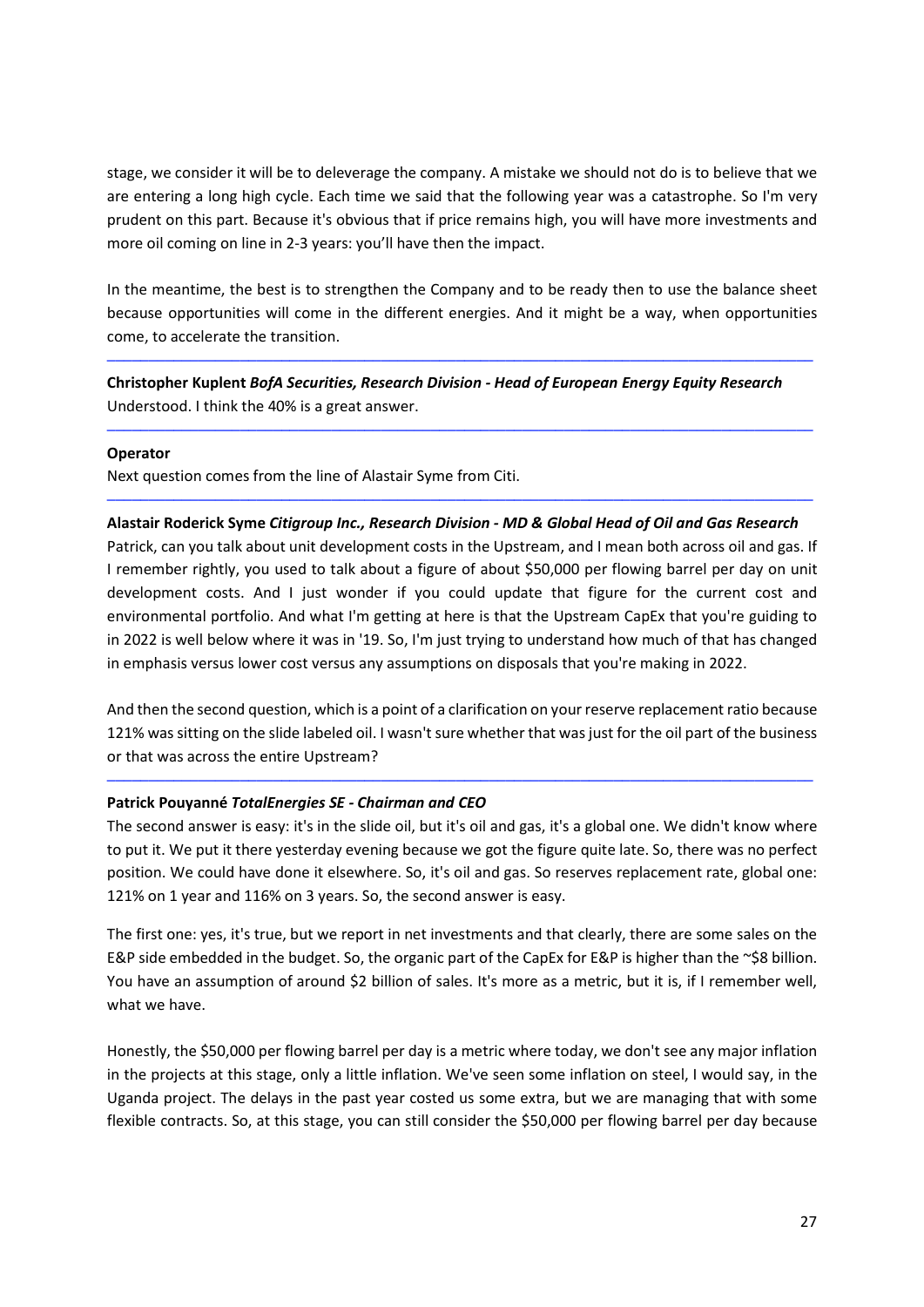stage, we consider it will be to deleverage the company. A mistake we should not do is to believe that we are entering a long high cycle. Each time we said that the following year was a catastrophe. So I'm very prudent on this part. Because it's obvious that if price remains high, you will have more investments and more oil coming on line in 2-3 years: you'll have then the impact.

In the meantime, the best is to strengthen the Company and to be ready then to use the balance sheet because opportunities will come in the different energies. And it might be a way, when opportunities come, to accelerate the transition.

---

**Christopher Kuplent** ***BofA Securities, Research Division - Head of European Energy Equity Research***
Understood. I think the 40% is a great answer.

---

**Operator**
Next question comes from the line of Alastair Syme from Citi.

---

**Alastair Roderick Syme** ***Citigroup Inc., Research Division - MD & Global Head of Oil and Gas Research***
Patrick, can you talk about unit development costs in the Upstream, and I mean both across oil and gas. If I remember rightly, you used to talk about a figure of about $50,000 per flowing barrel per day on unit development costs. And I just wonder if you could update that figure for the current cost and environmental portfolio. And what I'm getting at here is that the Upstream CapEx that you're guiding to in 2022 is well below where it was in '19. So, I'm just trying to understand how much of that has changed in emphasis versus lower cost versus any assumptions on disposals that you're making in 2022.

And then the second question, which is a point of a clarification on your reserve replacement ratio because 121% was sitting on the slide labeled oil. I wasn't sure whether that was just for the oil part of the business or that was across the entire Upstream?

---

**Patrick Pouyanné** ***TotalEnergies SE - Chairman and CEO***
The second answer is easy: it's in the slide oil, but it's oil and gas, it's a global one. We didn't know where to put it. We put it there yesterday evening because we got the figure quite late. So, there was no perfect position. We could have done it elsewhere. So, it's oil and gas. So reserves replacement rate, global one: 121% on 1 year and 116% on 3 years. So, the second answer is easy.

The first one: yes, it's true, but we report in net investments and that clearly, there are some sales on the E&P side embedded in the budget. So, the organic part of the CapEx for E&P is higher than the ~$8 billion. You have an assumption of around $2 billion of sales. It's more as a metric, but it is, if I remember well, what we have.

Honestly, the $50,000 per flowing barrel per day is a metric where today, we don't see any major inflation in the projects at this stage, only a little inflation. We've seen some inflation on steel, I would say, in the Uganda project. The delays in the past year costed us some extra, but we are managing that with some flexible contracts. So, at this stage, you can still consider the $50,000 per flowing barrel per day because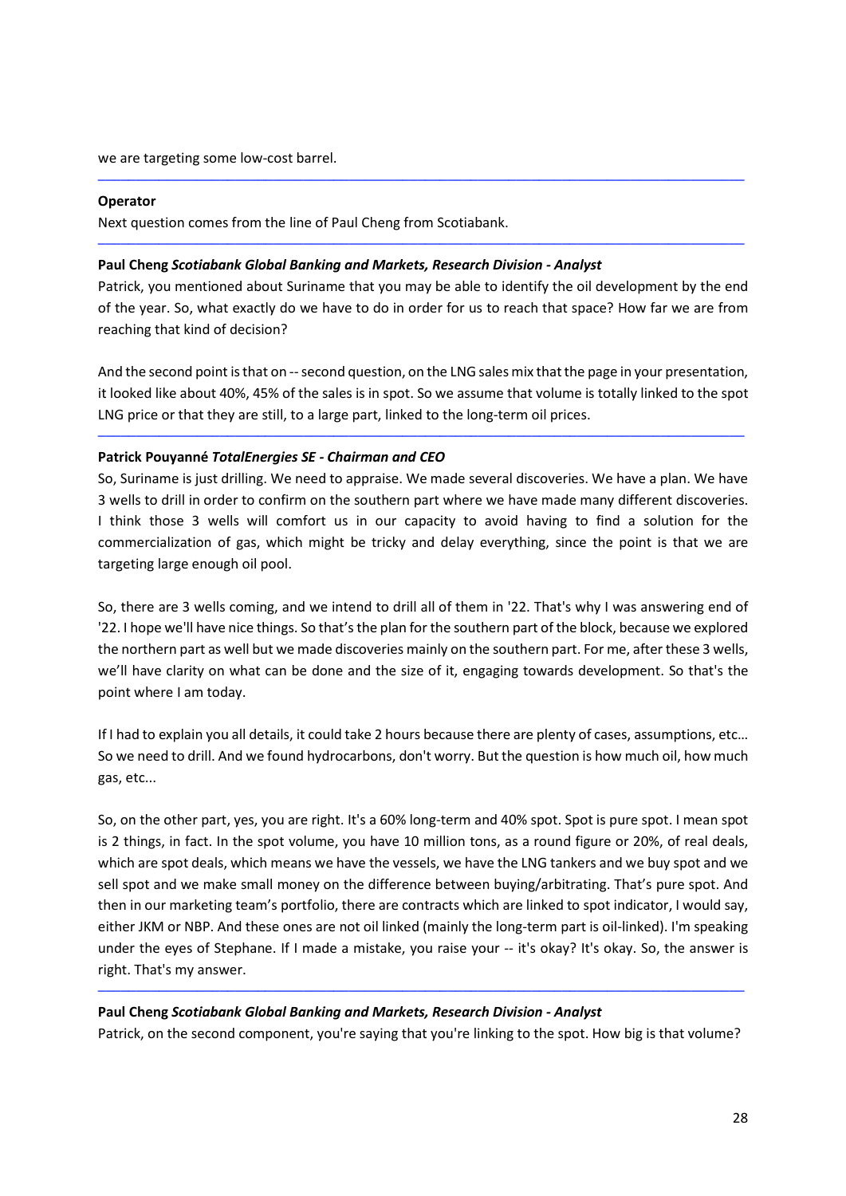we are targeting some low-cost barrel.

---

**Operator**

Next question comes from the line of Paul Cheng from Scotiabank.

---

**Paul Cheng** ***Scotiabank Global Banking and Markets, Research Division - Analyst***

Patrick, you mentioned about Suriname that you may be able to identify the oil development by the end of the year. So, what exactly do we have to do in order for us to reach that space? How far we are from reaching that kind of decision?

And the second point is that on -- second question, on the LNG sales mix that the page in your presentation, it looked like about 40%, 45% of the sales is in spot. So we assume that volume is totally linked to the spot LNG price or that they are still, to a large part, linked to the long-term oil prices.

---

**Patrick Pouyanné** ***TotalEnergies SE - Chairman and CEO***

So, Suriname is just drilling. We need to appraise. We made several discoveries. We have a plan. We have 3 wells to drill in order to confirm on the southern part where we have made many different discoveries. I think those 3 wells will comfort us in our capacity to avoid having to find a solution for the commercialization of gas, which might be tricky and delay everything, since the point is that we are targeting large enough oil pool.

So, there are 3 wells coming, and we intend to drill all of them in '22. That's why I was answering end of '22. I hope we'll have nice things. So that's the plan for the southern part of the block, because we explored the northern part as well but we made discoveries mainly on the southern part. For me, after these 3 wells, we'll have clarity on what can be done and the size of it, engaging towards development. So that's the point where I am today.

If I had to explain you all details, it could take 2 hours because there are plenty of cases, assumptions, etc… So we need to drill. And we found hydrocarbons, don't worry. But the question is how much oil, how much gas, etc...

So, on the other part, yes, you are right. It's a 60% long-term and 40% spot. Spot is pure spot. I mean spot is 2 things, in fact. In the spot volume, you have 10 million tons, as a round figure or 20%, of real deals, which are spot deals, which means we have the vessels, we have the LNG tankers and we buy spot and we sell spot and we make small money on the difference between buying/arbitrating. That's pure spot. And then in our marketing team's portfolio, there are contracts which are linked to spot indicator, I would say, either JKM or NBP. And these ones are not oil linked (mainly the long-term part is oil-linked). I'm speaking under the eyes of Stephane. If I made a mistake, you raise your -- it's okay? It's okay. So, the answer is right. That's my answer.

---

**Paul Cheng** ***Scotiabank Global Banking and Markets, Research Division - Analyst***

Patrick, on the second component, you're saying that you're linking to the spot. How big is that volume?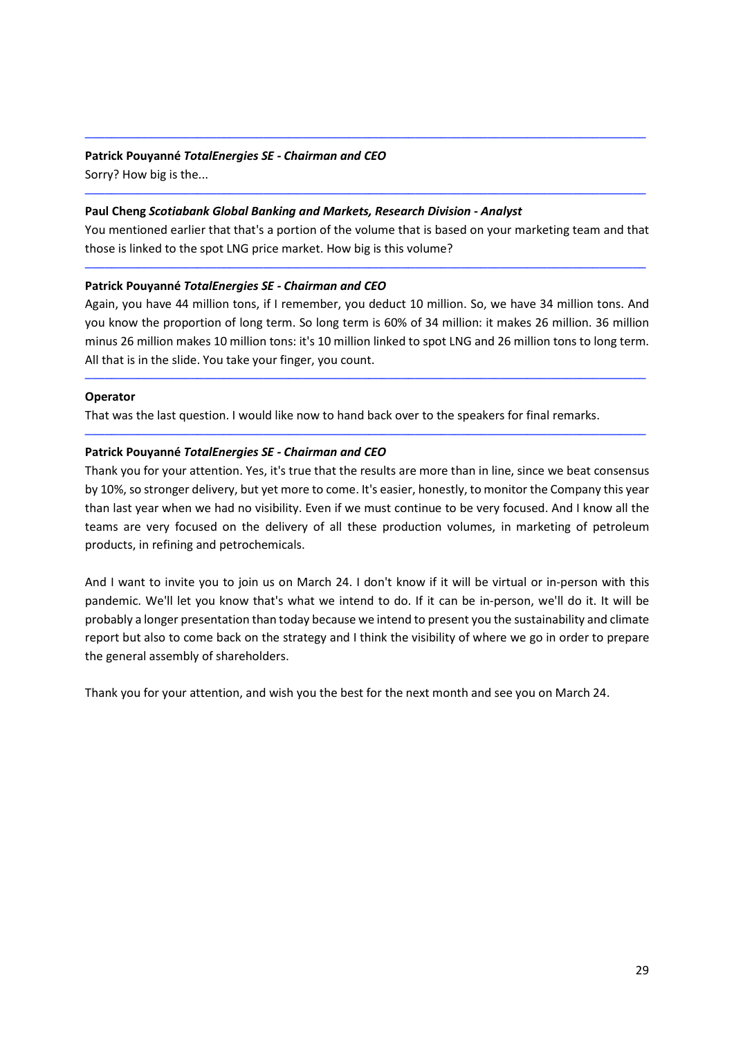**Patrick Pouyanné** ***TotalEnergies SE - Chairman and CEO***

Sorry? How big is the...

**Paul Cheng** ***Scotiabank Global Banking and Markets, Research Division - Analyst***

You mentioned earlier that that's a portion of the volume that is based on your marketing team and that those is linked to the spot LNG price market. How big is this volume?

**Patrick Pouyanné** ***TotalEnergies SE - Chairman and CEO***

Again, you have 44 million tons, if I remember, you deduct 10 million. So, we have 34 million tons. And you know the proportion of long term. So long term is 60% of 34 million: it makes 26 million. 36 million minus 26 million makes 10 million tons: it's 10 million linked to spot LNG and 26 million tons to long term. All that is in the slide. You take your finger, you count.

**Operator**

That was the last question. I would like now to hand back over to the speakers for final remarks.

**Patrick Pouyanné** ***TotalEnergies SE - Chairman and CEO***

Thank you for your attention. Yes, it's true that the results are more than in line, since we beat consensus by 10%, so stronger delivery, but yet more to come. It's easier, honestly, to monitor the Company this year than last year when we had no visibility. Even if we must continue to be very focused. And I know all the teams are very focused on the delivery of all these production volumes, in marketing of petroleum products, in refining and petrochemicals.

And I want to invite you to join us on March 24. I don't know if it will be virtual or in-person with this pandemic. We'll let you know that's what we intend to do. If it can be in-person, we'll do it. It will be probably a longer presentation than today because we intend to present you the sustainability and climate report but also to come back on the strategy and I think the visibility of where we go in order to prepare the general assembly of shareholders.

Thank you for your attention, and wish you the best for the next month and see you on March 24.